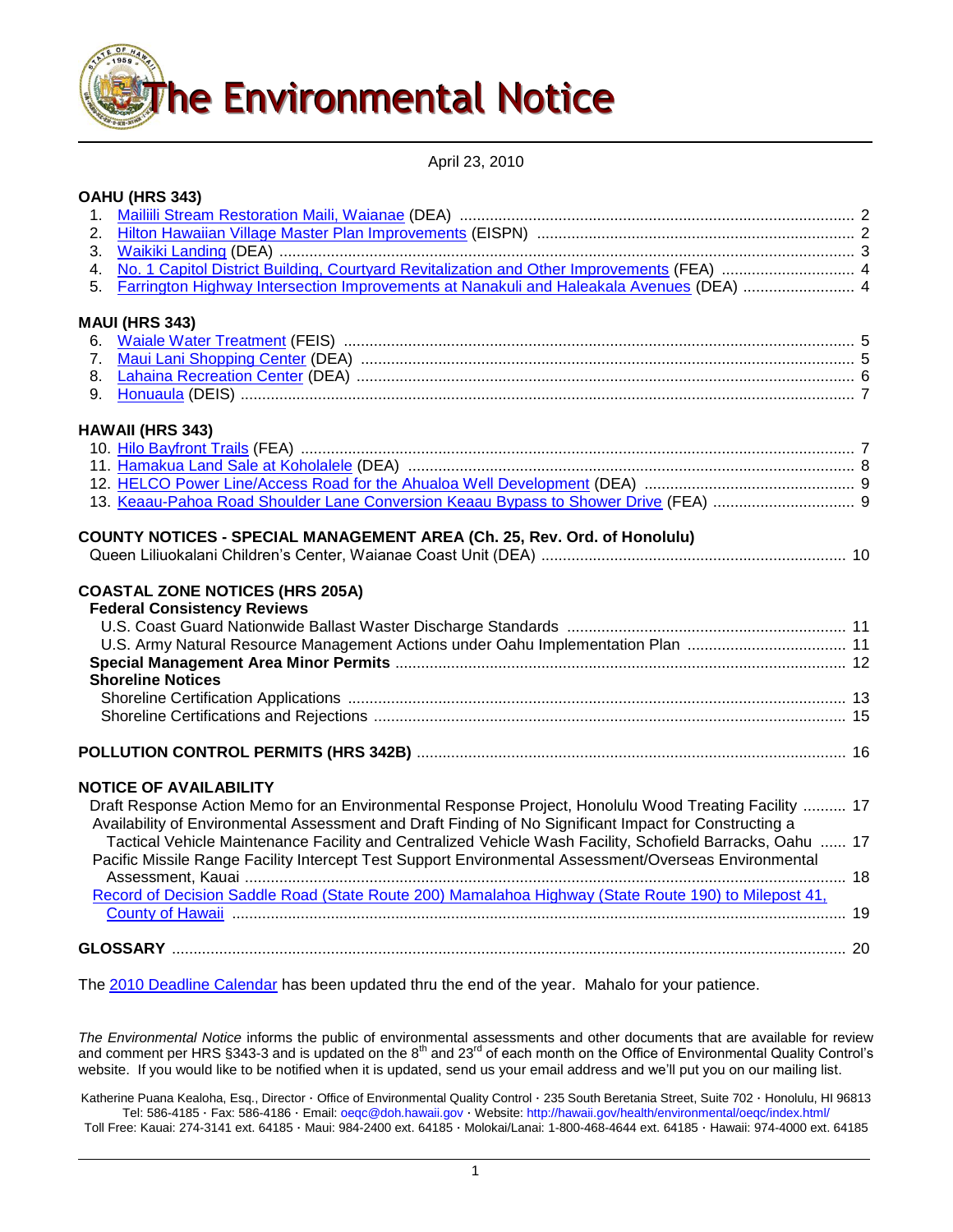# The Environmental Notice

April 23, 2010

**OAHU (HRS 343)**

1. Mailiili Stream Restoration Maili, Waianae (DEA) ........ 2
2. Hilton Hawaiian Village Master Plan Improvements (EISPN) ........ 2
3. Waikiki Landing (DEA) ........ 3
4. No. 1 Capitol District Building, Courtyard Revitalization and Other Improvements (FEA) ........ 4
5. Farrington Highway Intersection Improvements at Nanakuli and Haleakala Avenues (DEA) ........ 4

**MAUI (HRS 343)**

6. Waiale Water Treatment (FEIS) ........ 5
7. Maui Lani Shopping Center (DEA) ........ 5
8. Lahaina Recreation Center (DEA) ........ 6
9. Honuaula (DEIS) ........ 7

**HAWAII (HRS 343)**

10. Hilo Bayfront Trails (FEA) ........ 7
11. Hamakua Land Sale at Koholalele (DEA) ........ 8
12. HELCO Power Line/Access Road for the Ahualoa Well Development (DEA) ........ 9
13. Keaau-Pahoa Road Shoulder Lane Conversion Keaau Bypass to Shower Drive (FEA) ........ 9

**COUNTY NOTICES - SPECIAL MANAGEMENT AREA (Ch. 25, Rev. Ord. of Honolulu)**

Queen Liliuokalani Children's Center, Waianae Coast Unit (DEA) ........ 10

**COASTAL ZONE NOTICES (HRS 205A)**

**Federal Consistency Reviews**

U.S. Coast Guard Nationwide Ballast Waster Discharge Standards ........ 11
U.S. Army Natural Resource Management Actions under Oahu Implementation Plan ........ 11

**Special Management Area Minor Permits** ........ 12

**Shoreline Notices**

Shoreline Certification Applications ........ 13
Shoreline Certifications and Rejections ........ 15

**POLLUTION CONTROL PERMITS (HRS 342B)** ........ 16

**NOTICE OF AVAILABILITY**

Draft Response Action Memo for an Environmental Response Project, Honolulu Wood Treating Facility ........ 17
Availability of Environmental Assessment and Draft Finding of No Significant Impact for Constructing a Tactical Vehicle Maintenance Facility and Centralized Vehicle Wash Facility, Schofield Barracks, Oahu ........ 17
Pacific Missile Range Facility Intercept Test Support Environmental Assessment/Overseas Environmental Assessment, Kauai ........ 18
Record of Decision Saddle Road (State Route 200) Mamalahoa Highway (State Route 190) to Milepost 41, County of Hawaii ........ 19

**GLOSSARY** ........ 20

The 2010 Deadline Calendar has been updated thru the end of the year. Mahalo for your patience.

*The Environmental Notice* informs the public of environmental assessments and other documents that are available for review and comment per HRS §343-3 and is updated on the 8th and 23rd of each month on the Office of Environmental Quality Control's website. If you would like to be notified when it is updated, send us your email address and we'll put you on our mailing list.

Katherine Puana Kealoha, Esq., Director · Office of Environmental Quality Control · 235 South Beretania Street, Suite 702 · Honolulu, HI 96813
Tel: 586-4185 · Fax: 586-4186 · Email: oeqc@doh.hawaii.gov · Website: http://hawaii.gov/health/environmental/oeqc/index.html/
Toll Free: Kauai: 274-3141 ext. 64185 · Maui: 984-2400 ext. 64185 · Molokai/Lanai: 1-800-468-4644 ext. 64185 · Hawaii: 974-4000 ext. 64185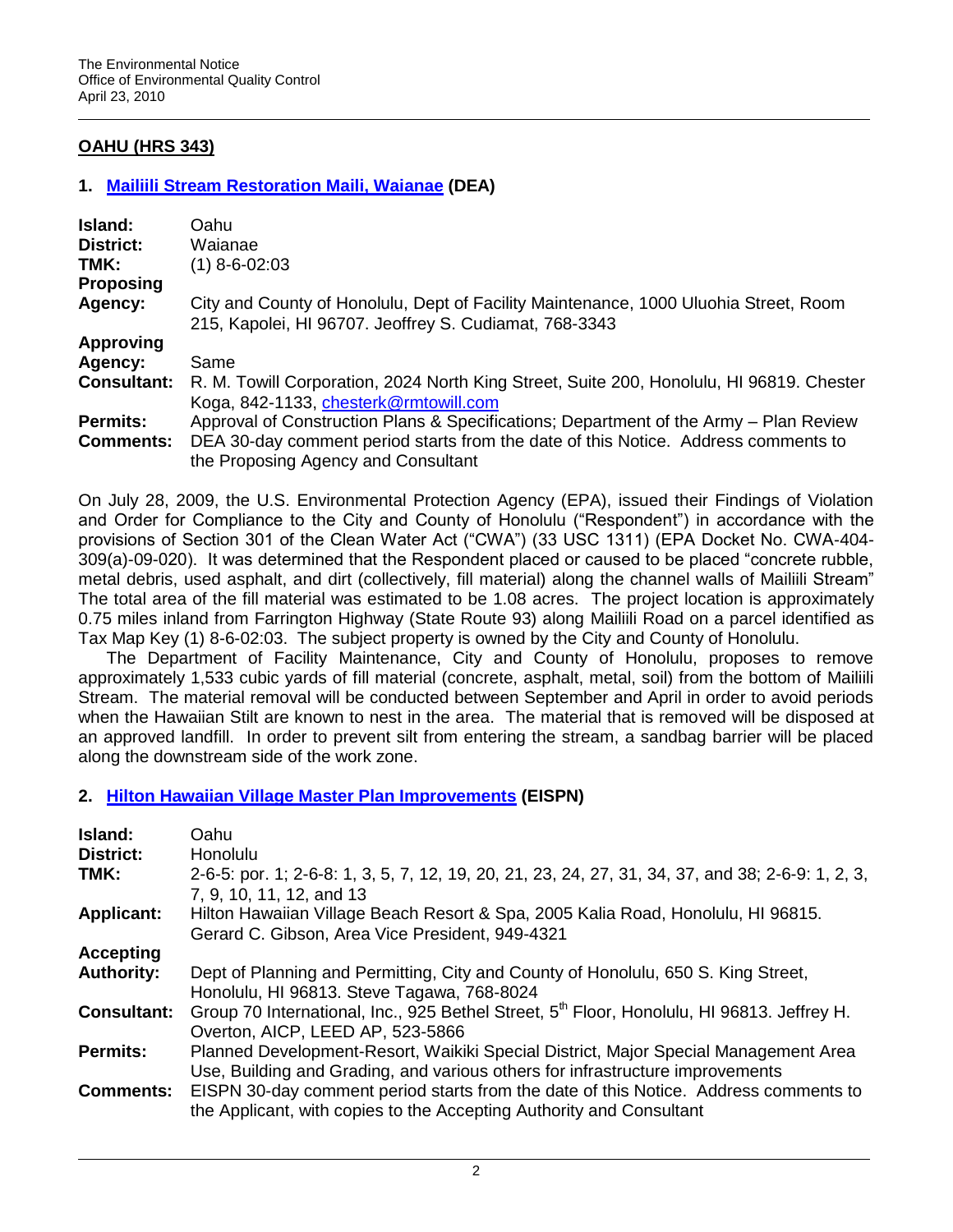## OAHU (HRS 343)

### 1. Mailiili Stream Restoration Maili, Waianae (DEA)

| | |
|---|---|
| **Island:** | Oahu |
| **District:** | Waianae |
| **TMK:** | (1) 8-6-02:03 |
| **Proposing Agency:** | City and County of Honolulu, Dept of Facility Maintenance, 1000 Uluohia Street, Room 215, Kapolei, HI 96707. Jeoffrey S. Cudiamat, 768-3343 |
| **Approving Agency:** | Same |
| **Consultant:** | R. M. Towill Corporation, 2024 North King Street, Suite 200, Honolulu, HI 96819. Chester Koga, 842-1133, chesterk@rmtowill.com |
| **Permits:** | Approval of Construction Plans & Specifications; Department of the Army – Plan Review |
| **Comments:** | DEA 30-day comment period starts from the date of this Notice. Address comments to the Proposing Agency and Consultant |

On July 28, 2009, the U.S. Environmental Protection Agency (EPA), issued their Findings of Violation and Order for Compliance to the City and County of Honolulu ("Respondent") in accordance with the provisions of Section 301 of the Clean Water Act ("CWA") (33 USC 1311) (EPA Docket No. CWA-404-309(a)-09-020). It was determined that the Respondent placed or caused to be placed "concrete rubble, metal debris, used asphalt, and dirt (collectively, fill material) along the channel walls of Mailiili Stream" The total area of the fill material was estimated to be 1.08 acres. The project location is approximately 0.75 miles inland from Farrington Highway (State Route 93) along Mailiili Road on a parcel identified as Tax Map Key (1) 8-6-02:03. The subject property is owned by the City and County of Honolulu.

The Department of Facility Maintenance, City and County of Honolulu, proposes to remove approximately 1,533 cubic yards of fill material (concrete, asphalt, metal, soil) from the bottom of Mailiili Stream. The material removal will be conducted between September and April in order to avoid periods when the Hawaiian Stilt are known to nest in the area. The material that is removed will be disposed at an approved landfill. In order to prevent silt from entering the stream, a sandbag barrier will be placed along the downstream side of the work zone.

### 2. Hilton Hawaiian Village Master Plan Improvements (EISPN)

| | |
|---|---|
| **Island:** | Oahu |
| **District:** | Honolulu |
| **TMK:** | 2-6-5: por. 1; 2-6-8: 1, 3, 5, 7, 12, 19, 20, 21, 23, 24, 27, 31, 34, 37, and 38; 2-6-9: 1, 2, 3, 7, 9, 10, 11, 12, and 13 |
| **Applicant:** | Hilton Hawaiian Village Beach Resort & Spa, 2005 Kalia Road, Honolulu, HI 96815. Gerard C. Gibson, Area Vice President, 949-4321 |
| **Accepting Authority:** | Dept of Planning and Permitting, City and County of Honolulu, 650 S. King Street, Honolulu, HI 96813. Steve Tagawa, 768-8024 |
| **Consultant:** | Group 70 International, Inc., 925 Bethel Street, 5th Floor, Honolulu, HI 96813. Jeffrey H. Overton, AICP, LEED AP, 523-5866 |
| **Permits:** | Planned Development-Resort, Waikiki Special District, Major Special Management Area Use, Building and Grading, and various others for infrastructure improvements |
| **Comments:** | EISPN 30-day comment period starts from the date of this Notice. Address comments to the Applicant, with copies to the Accepting Authority and Consultant |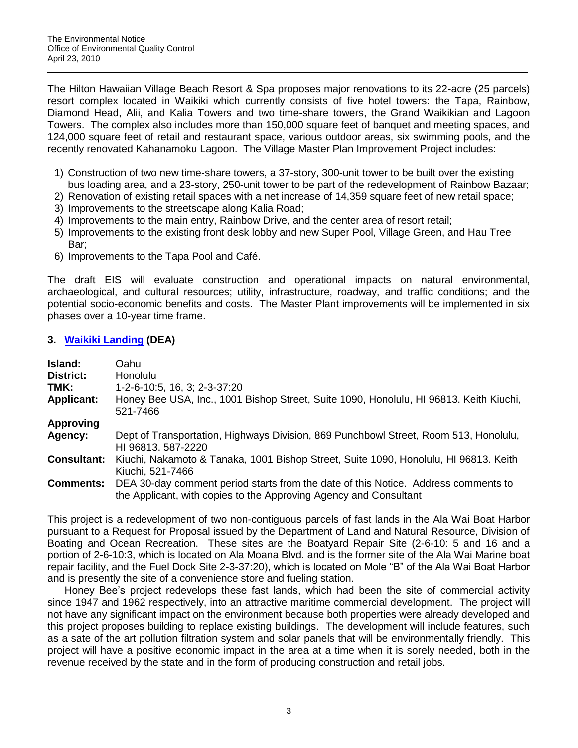The Hilton Hawaiian Village Beach Resort & Spa proposes major renovations to its 22-acre (25 parcels) resort complex located in Waikiki which currently consists of five hotel towers: the Tapa, Rainbow, Diamond Head, Alii, and Kalia Towers and two time-share towers, the Grand Waikikian and Lagoon Towers. The complex also includes more than 150,000 square feet of banquet and meeting spaces, and 124,000 square feet of retail and restaurant space, various outdoor areas, six swimming pools, and the recently renovated Kahanamoku Lagoon. The Village Master Plan Improvement Project includes:

1) Construction of two new time-share towers, a 37-story, 300-unit tower to be built over the existing bus loading area, and a 23-story, 250-unit tower to be part of the redevelopment of Rainbow Bazaar;
2) Renovation of existing retail spaces with a net increase of 14,359 square feet of new retail space;
3) Improvements to the streetscape along Kalia Road;
4) Improvements to the main entry, Rainbow Drive, and the center area of resort retail;
5) Improvements to the existing front desk lobby and new Super Pool, Village Green, and Hau Tree Bar;
6) Improvements to the Tapa Pool and Café.

The draft EIS will evaluate construction and operational impacts on natural environmental, archaeological, and cultural resources; utility, infrastructure, roadway, and traffic conditions; and the potential socio-economic benefits and costs. The Master Plant improvements will be implemented in six phases over a 10-year time frame.

### 3. Waikiki Landing (DEA)

| | |
|---|---|
| **Island:** | Oahu |
| **District:** | Honolulu |
| **TMK:** | 1-2-6-10:5, 16, 3; 2-3-37:20 |
| **Applicant:** | Honey Bee USA, Inc., 1001 Bishop Street, Suite 1090, Honolulu, HI 96813. Keith Kiuchi, 521-7466 |
| **Approving Agency:** | Dept of Transportation, Highways Division, 869 Punchbowl Street, Room 513, Honolulu, HI 96813. 587-2220 |
| **Consultant:** | Kiuchi, Nakamoto & Tanaka, 1001 Bishop Street, Suite 1090, Honolulu, HI 96813. Keith Kiuchi, 521-7466 |
| **Comments:** | DEA 30-day comment period starts from the date of this Notice. Address comments to the Applicant, with copies to the Approving Agency and Consultant |

This project is a redevelopment of two non-contiguous parcels of fast lands in the Ala Wai Boat Harbor pursuant to a Request for Proposal issued by the Department of Land and Natural Resource, Division of Boating and Ocean Recreation. These sites are the Boatyard Repair Site (2-6-10: 5 and 16 and a portion of 2-6-10:3, which is located on Ala Moana Blvd. and is the former site of the Ala Wai Marine boat repair facility, and the Fuel Dock Site 2-3-37:20), which is located on Mole "B" of the Ala Wai Boat Harbor and is presently the site of a convenience store and fueling station.

Honey Bee's project redevelops these fast lands, which had been the site of commercial activity since 1947 and 1962 respectively, into an attractive maritime commercial development. The project will not have any significant impact on the environment because both properties were already developed and this project proposes building to replace existing buildings. The development will include features, such as a sate of the art pollution filtration system and solar panels that will be environmentally friendly. This project will have a positive economic impact in the area at a time when it is sorely needed, both in the revenue received by the state and in the form of producing construction and retail jobs.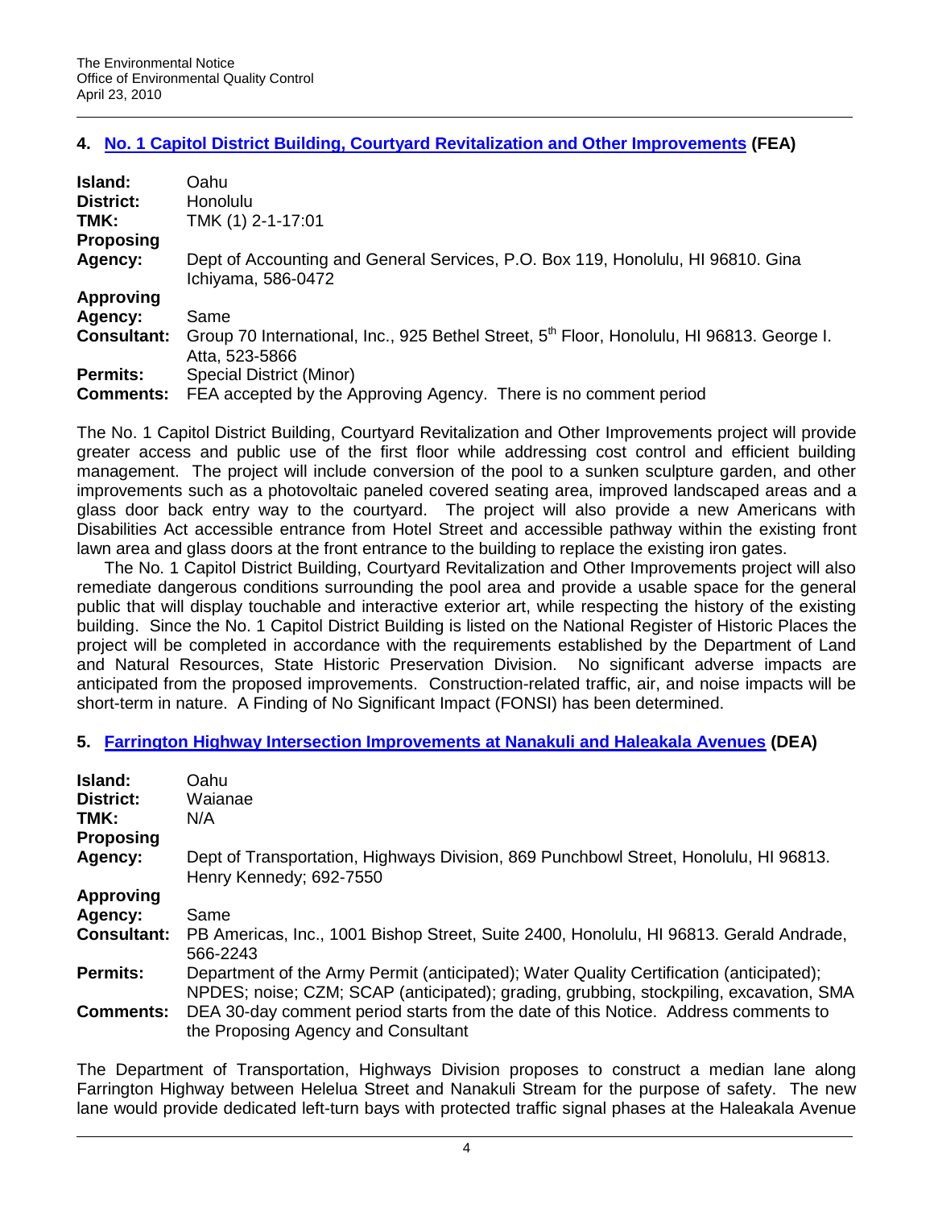### 4. No. 1 Capitol District Building, Courtyard Revitalization and Other Improvements (FEA)

| | |
|---|---|
| **Island:** | Oahu |
| **District:** | Honolulu |
| **TMK:** | TMK (1) 2-1-17:01 |
| **Proposing Agency:** | Dept of Accounting and General Services, P.O. Box 119, Honolulu, HI 96810. Gina Ichiyama, 586-0472 |
| **Approving Agency:** | Same |
| **Consultant:** | Group 70 International, Inc., 925 Bethel Street, 5th Floor, Honolulu, HI 96813. George I. Atta, 523-5866 |
| **Permits:** | Special District (Minor) |
| **Comments:** | FEA accepted by the Approving Agency. There is no comment period |

The No. 1 Capitol District Building, Courtyard Revitalization and Other Improvements project will provide greater access and public use of the first floor while addressing cost control and efficient building management. The project will include conversion of the pool to a sunken sculpture garden, and other improvements such as a photovoltaic paneled covered seating area, improved landscaped areas and a glass door back entry way to the courtyard. The project will also provide a new Americans with Disabilities Act accessible entrance from Hotel Street and accessible pathway within the existing front lawn area and glass doors at the front entrance to the building to replace the existing iron gates.

The No. 1 Capitol District Building, Courtyard Revitalization and Other Improvements project will also remediate dangerous conditions surrounding the pool area and provide a usable space for the general public that will display touchable and interactive exterior art, while respecting the history of the existing building. Since the No. 1 Capitol District Building is listed on the National Register of Historic Places the project will be completed in accordance with the requirements established by the Department of Land and Natural Resources, State Historic Preservation Division. No significant adverse impacts are anticipated from the proposed improvements. Construction-related traffic, air, and noise impacts will be short-term in nature. A Finding of No Significant Impact (FONSI) has been determined.

### 5. Farrington Highway Intersection Improvements at Nanakuli and Haleakala Avenues (DEA)

| | |
|---|---|
| **Island:** | Oahu |
| **District:** | Waianae |
| **TMK:** | N/A |
| **Proposing Agency:** | Dept of Transportation, Highways Division, 869 Punchbowl Street, Honolulu, HI 96813. Henry Kennedy; 692-7550 |
| **Approving Agency:** | Same |
| **Consultant:** | PB Americas, Inc., 1001 Bishop Street, Suite 2400, Honolulu, HI 96813. Gerald Andrade, 566-2243 |
| **Permits:** | Department of the Army Permit (anticipated); Water Quality Certification (anticipated); NPDES; noise; CZM; SCAP (anticipated); grading, grubbing, stockpiling, excavation, SMA |
| **Comments:** | DEA 30-day comment period starts from the date of this Notice. Address comments to the Proposing Agency and Consultant |

The Department of Transportation, Highways Division proposes to construct a median lane along Farrington Highway between Helelua Street and Nanakuli Stream for the purpose of safety. The new lane would provide dedicated left-turn bays with protected traffic signal phases at the Haleakala Avenue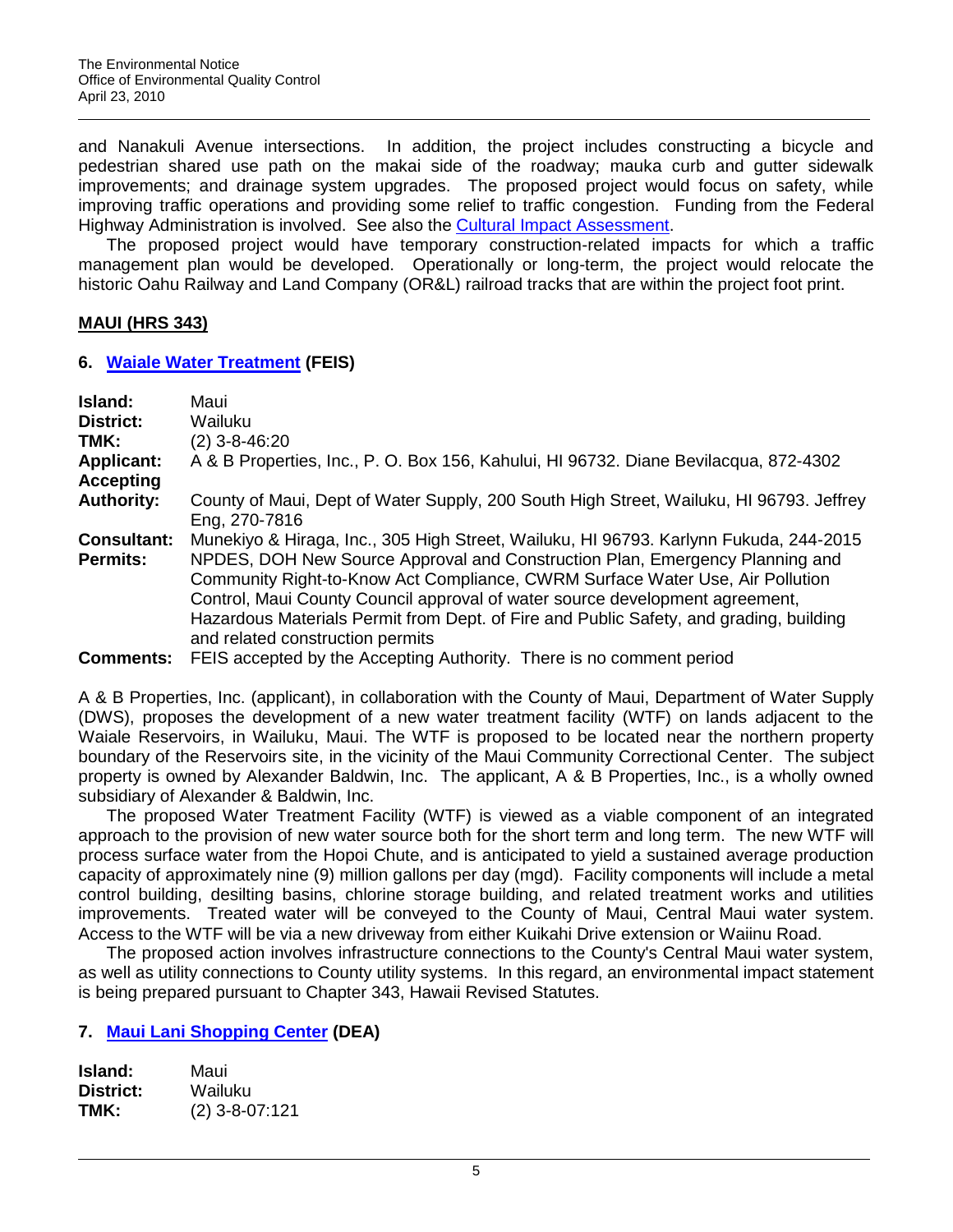and Nanakuli Avenue intersections. In addition, the project includes constructing a bicycle and pedestrian shared use path on the makai side of the roadway; mauka curb and gutter sidewalk improvements; and drainage system upgrades. The proposed project would focus on safety, while improving traffic operations and providing some relief to traffic congestion. Funding from the Federal Highway Administration is involved. See also the Cultural Impact Assessment.

The proposed project would have temporary construction-related impacts for which a traffic management plan would be developed. Operationally or long-term, the project would relocate the historic Oahu Railway and Land Company (OR&L) railroad tracks that are within the project foot print.

## MAUI (HRS 343)

### 6. Waiale Water Treatment (FEIS)

| | |
|---|---|
| **Island:** | Maui |
| **District:** | Wailuku |
| **TMK:** | (2) 3-8-46:20 |
| **Applicant:** | A & B Properties, Inc., P. O. Box 156, Kahului, HI 96732. Diane Bevilacqua, 872-4302 |
| **Accepting Authority:** | County of Maui, Dept of Water Supply, 200 South High Street, Wailuku, HI 96793. Jeffrey Eng, 270-7816 |
| **Consultant:** | Munekiyo & Hiraga, Inc., 305 High Street, Wailuku, HI 96793. Karlynn Fukuda, 244-2015 |
| **Permits:** | NPDES, DOH New Source Approval and Construction Plan, Emergency Planning and Community Right-to-Know Act Compliance, CWRM Surface Water Use, Air Pollution Control, Maui County Council approval of water source development agreement, Hazardous Materials Permit from Dept. of Fire and Public Safety, and grading, building and related construction permits |
| **Comments:** | FEIS accepted by the Accepting Authority. There is no comment period |

A & B Properties, Inc. (applicant), in collaboration with the County of Maui, Department of Water Supply (DWS), proposes the development of a new water treatment facility (WTF) on lands adjacent to the Waiale Reservoirs, in Wailuku, Maui. The WTF is proposed to be located near the northern property boundary of the Reservoirs site, in the vicinity of the Maui Community Correctional Center. The subject property is owned by Alexander Baldwin, Inc. The applicant, A & B Properties, Inc., is a wholly owned subsidiary of Alexander & Baldwin, Inc.

The proposed Water Treatment Facility (WTF) is viewed as a viable component of an integrated approach to the provision of new water source both for the short term and long term. The new WTF will process surface water from the Hopoi Chute, and is anticipated to yield a sustained average production capacity of approximately nine (9) million gallons per day (mgd). Facility components will include a metal control building, desilting basins, chlorine storage building, and related treatment works and utilities improvements. Treated water will be conveyed to the County of Maui, Central Maui water system. Access to the WTF will be via a new driveway from either Kuikahi Drive extension or Waiinu Road.

The proposed action involves infrastructure connections to the County's Central Maui water system, as well as utility connections to County utility systems. In this regard, an environmental impact statement is being prepared pursuant to Chapter 343, Hawaii Revised Statutes.

### 7. Maui Lani Shopping Center (DEA)

| | |
|---|---|
| **Island:** | Maui |
| **District:** | Wailuku |
| **TMK:** | (2) 3-8-07:121 |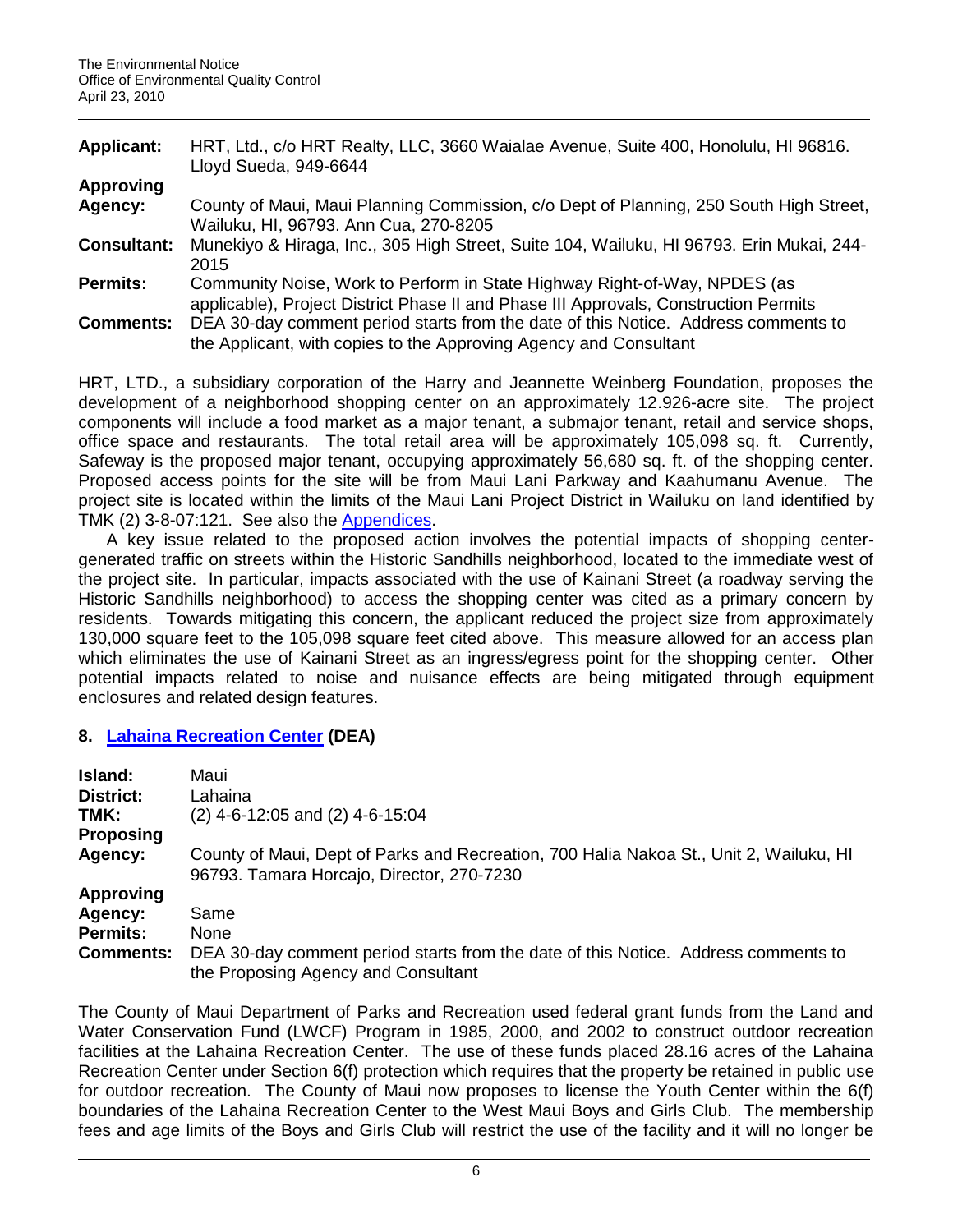**Applicant:** HRT, Ltd., c/o HRT Realty, LLC, 3660 Waialae Avenue, Suite 400, Honolulu, HI 96816. Lloyd Sueda, 949-6644

**Approving Agency:** County of Maui, Maui Planning Commission, c/o Dept of Planning, 250 South High Street, Wailuku, HI, 96793. Ann Cua, 270-8205

**Consultant:** Munekiyo & Hiraga, Inc., 305 High Street, Suite 104, Wailuku, HI 96793. Erin Mukai, 244-2015

**Permits:** Community Noise, Work to Perform in State Highway Right-of-Way, NPDES (as applicable), Project District Phase II and Phase III Approvals, Construction Permits

**Comments:** DEA 30-day comment period starts from the date of this Notice. Address comments to the Applicant, with copies to the Approving Agency and Consultant

HRT, LTD., a subsidiary corporation of the Harry and Jeannette Weinberg Foundation, proposes the development of a neighborhood shopping center on an approximately 12.926-acre site. The project components will include a food market as a major tenant, a submajor tenant, retail and service shops, office space and restaurants. The total retail area will be approximately 105,098 sq. ft. Currently, Safeway is the proposed major tenant, occupying approximately 56,680 sq. ft. of the shopping center. Proposed access points for the site will be from Maui Lani Parkway and Kaahumanu Avenue. The project site is located within the limits of the Maui Lani Project District in Wailuku on land identified by TMK (2) 3-8-07:121. See also the Appendices.

A key issue related to the proposed action involves the potential impacts of shopping center-generated traffic on streets within the Historic Sandhills neighborhood, located to the immediate west of the project site. In particular, impacts associated with the use of Kainani Street (a roadway serving the Historic Sandhills neighborhood) to access the shopping center was cited as a primary concern by residents. Towards mitigating this concern, the applicant reduced the project size from approximately 130,000 square feet to the 105,098 square feet cited above. This measure allowed for an access plan which eliminates the use of Kainani Street as an ingress/egress point for the shopping center. Other potential impacts related to noise and nuisance effects are being mitigated through equipment enclosures and related design features.

## 8. Lahaina Recreation Center (DEA)

**Island:** Maui

**District:** Lahaina

**TMK:** (2) 4-6-12:05 and (2) 4-6-15:04

**Proposing Agency:** County of Maui, Dept of Parks and Recreation, 700 Halia Nakoa St., Unit 2, Wailuku, HI 96793. Tamara Horcajo, Director, 270-7230

**Approving Agency:** Same

**Permits:** None

**Comments:** DEA 30-day comment period starts from the date of this Notice. Address comments to the Proposing Agency and Consultant

The County of Maui Department of Parks and Recreation used federal grant funds from the Land and Water Conservation Fund (LWCF) Program in 1985, 2000, and 2002 to construct outdoor recreation facilities at the Lahaina Recreation Center. The use of these funds placed 28.16 acres of the Lahaina Recreation Center under Section 6(f) protection which requires that the property be retained in public use for outdoor recreation. The County of Maui now proposes to license the Youth Center within the 6(f) boundaries of the Lahaina Recreation Center to the West Maui Boys and Girls Club. The membership fees and age limits of the Boys and Girls Club will restrict the use of the facility and it will no longer be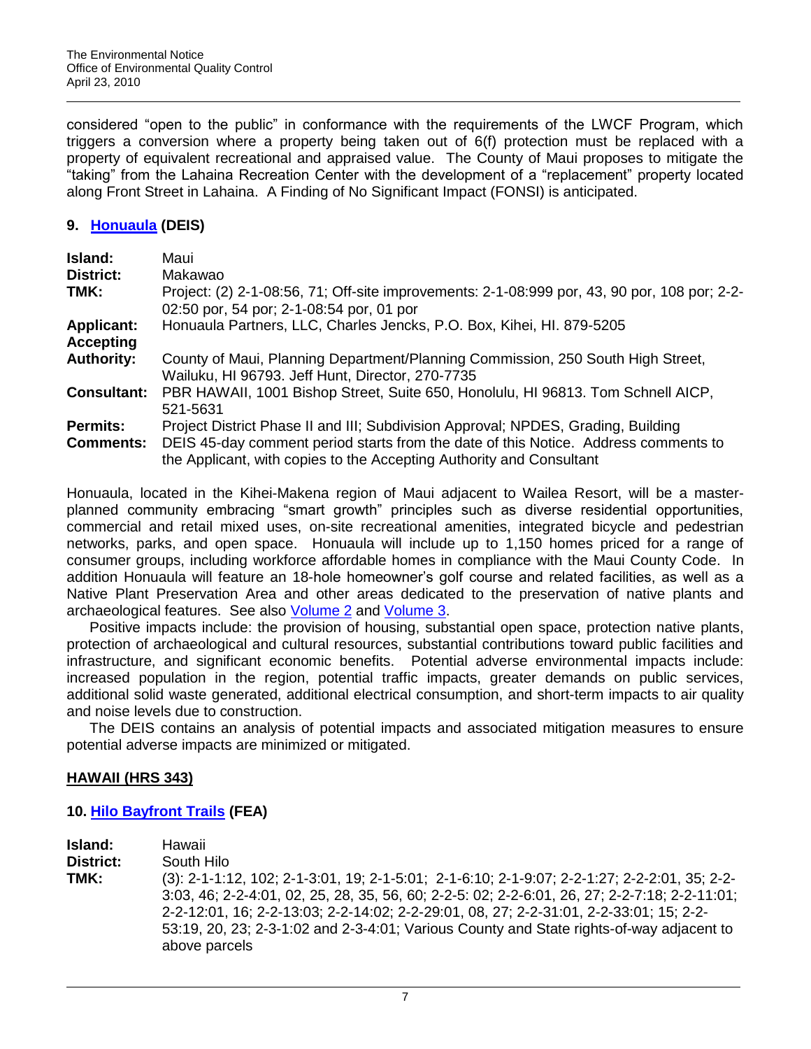considered "open to the public" in conformance with the requirements of the LWCF Program, which triggers a conversion where a property being taken out of 6(f) protection must be replaced with a property of equivalent recreational and appraised value. The County of Maui proposes to mitigate the "taking" from the Lahaina Recreation Center with the development of a "replacement" property located along Front Street in Lahaina. A Finding of No Significant Impact (FONSI) is anticipated.

## 9. Honuaula (DEIS)

| | |
|---|---|
| **Island:** | Maui |
| **District:** | Makawao |
| **TMK:** | Project: (2) 2-1-08:56, 71; Off-site improvements: 2-1-08:999 por, 43, 90 por, 108 por; 2-2-02:50 por, 54 por; 2-1-08:54 por, 01 por |
| **Applicant:** | Honuaula Partners, LLC, Charles Jencks, P.O. Box, Kihei, HI. 879-5205 |
| **Accepting Authority:** | County of Maui, Planning Department/Planning Commission, 250 South High Street, Wailuku, HI 96793. Jeff Hunt, Director, 270-7735 |
| **Consultant:** | PBR HAWAII, 1001 Bishop Street, Suite 650, Honolulu, HI 96813. Tom Schnell AICP, 521-5631 |
| **Permits:** | Project District Phase II and III; Subdivision Approval; NPDES, Grading, Building |
| **Comments:** | DEIS 45-day comment period starts from the date of this Notice. Address comments to the Applicant, with copies to the Accepting Authority and Consultant |

Honuaula, located in the Kihei-Makena region of Maui adjacent to Wailea Resort, will be a master-planned community embracing "smart growth" principles such as diverse residential opportunities, commercial and retail mixed uses, on-site recreational amenities, integrated bicycle and pedestrian networks, parks, and open space. Honuaula will include up to 1,150 homes priced for a range of consumer groups, including workforce affordable homes in compliance with the Maui County Code. In addition Honuaula will feature an 18-hole homeowner's golf course and related facilities, as well as a Native Plant Preservation Area and other areas dedicated to the preservation of native plants and archaeological features. See also Volume 2 and Volume 3.

Positive impacts include: the provision of housing, substantial open space, protection native plants, protection of archaeological and cultural resources, substantial contributions toward public facilities and infrastructure, and significant economic benefits. Potential adverse environmental impacts include: increased population in the region, potential traffic impacts, greater demands on public services, additional solid waste generated, additional electrical consumption, and short-term impacts to air quality and noise levels due to construction.

The DEIS contains an analysis of potential impacts and associated mitigation measures to ensure potential adverse impacts are minimized or mitigated.

## HAWAII (HRS 343)

## 10. Hilo Bayfront Trails (FEA)

| | |
|---|---|
| **Island:** | Hawaii |
| **District:** | South Hilo |
| **TMK:** | (3): 2-1-1:12, 102; 2-1-3:01, 19; 2-1-5:01; 2-1-6:10; 2-1-9:07; 2-2-1:27; 2-2-2:01, 35; 2-2-3:03, 46; 2-2-4:01, 02, 25, 28, 35, 56, 60; 2-2-5: 02; 2-2-6:01, 26, 27; 2-2-7:18; 2-2-11:01; 2-2-12:01, 16; 2-2-13:03; 2-2-14:02; 2-2-29:01, 08, 27; 2-2-31:01, 2-2-33:01; 15; 2-2-53:19, 20, 23; 2-3-1:02 and 2-3-4:01; Various County and State rights-of-way adjacent to above parcels |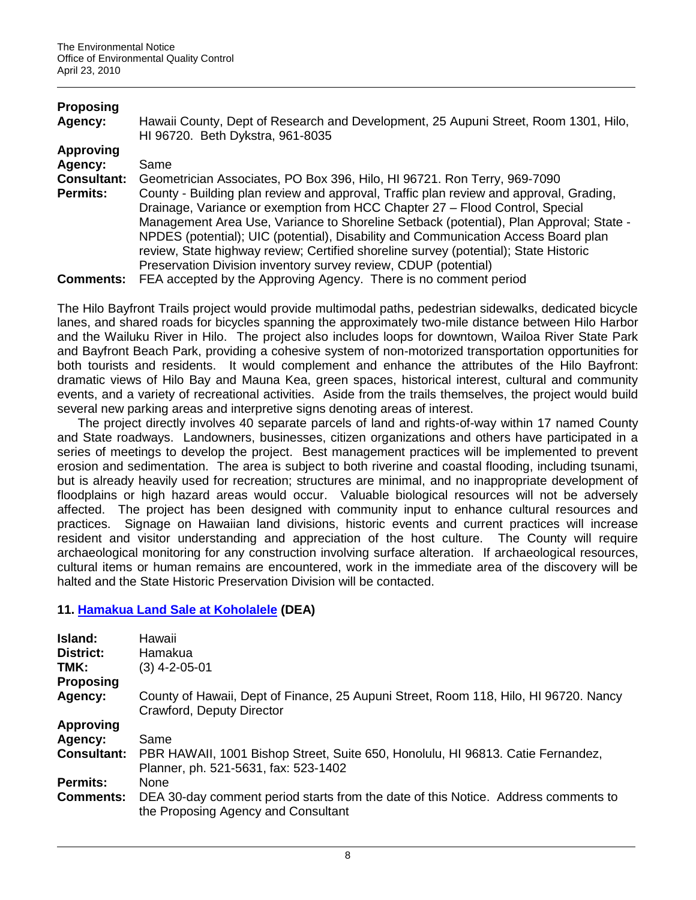| | |
|---|---|
| **Proposing Agency:** | Hawaii County, Dept of Research and Development, 25 Aupuni Street, Room 1301, Hilo, HI 96720. Beth Dykstra, 961-8035 |
| **Approving Agency:** | Same |
| **Consultant:** | Geometrician Associates, PO Box 396, Hilo, HI 96721. Ron Terry, 969-7090 |
| **Permits:** | County - Building plan review and approval, Traffic plan review and approval, Grading, Drainage, Variance or exemption from HCC Chapter 27 – Flood Control, Special Management Area Use, Variance to Shoreline Setback (potential), Plan Approval; State - NPDES (potential); UIC (potential), Disability and Communication Access Board plan review, State highway review; Certified shoreline survey (potential); State Historic Preservation Division inventory survey review, CDUP (potential) |
| **Comments:** | FEA accepted by the Approving Agency. There is no comment period |

The Hilo Bayfront Trails project would provide multimodal paths, pedestrian sidewalks, dedicated bicycle lanes, and shared roads for bicycles spanning the approximately two-mile distance between Hilo Harbor and the Wailuku River in Hilo. The project also includes loops for downtown, Wailoa River State Park and Bayfront Beach Park, providing a cohesive system of non-motorized transportation opportunities for both tourists and residents. It would complement and enhance the attributes of the Hilo Bayfront: dramatic views of Hilo Bay and Mauna Kea, green spaces, historical interest, cultural and community events, and a variety of recreational activities. Aside from the trails themselves, the project would build several new parking areas and interpretive signs denoting areas of interest.

The project directly involves 40 separate parcels of land and rights-of-way within 17 named County and State roadways. Landowners, businesses, citizen organizations and others have participated in a series of meetings to develop the project. Best management practices will be implemented to prevent erosion and sedimentation. The area is subject to both riverine and coastal flooding, including tsunami, but is already heavily used for recreation; structures are minimal, and no inappropriate development of floodplains or high hazard areas would occur. Valuable biological resources will not be adversely affected. The project has been designed with community input to enhance cultural resources and practices. Signage on Hawaiian land divisions, historic events and current practices will increase resident and visitor understanding and appreciation of the host culture. The County will require archaeological monitoring for any construction involving surface alteration. If archaeological resources, cultural items or human remains are encountered, work in the immediate area of the discovery will be halted and the State Historic Preservation Division will be contacted.

### 11. Hamakua Land Sale at Koholalele (DEA)

| | |
|---|---|
| **Island:** | Hawaii |
| **District:** | Hamakua |
| **TMK:** | (3) 4-2-05-01 |
| **Proposing Agency:** | County of Hawaii, Dept of Finance, 25 Aupuni Street, Room 118, Hilo, HI 96720. Nancy Crawford, Deputy Director |
| **Approving Agency:** | Same |
| **Consultant:** | PBR HAWAII, 1001 Bishop Street, Suite 650, Honolulu, HI 96813. Catie Fernandez, Planner, ph. 521-5631, fax: 523-1402 |
| **Permits:** | None |
| **Comments:** | DEA 30-day comment period starts from the date of this Notice. Address comments to the Proposing Agency and Consultant |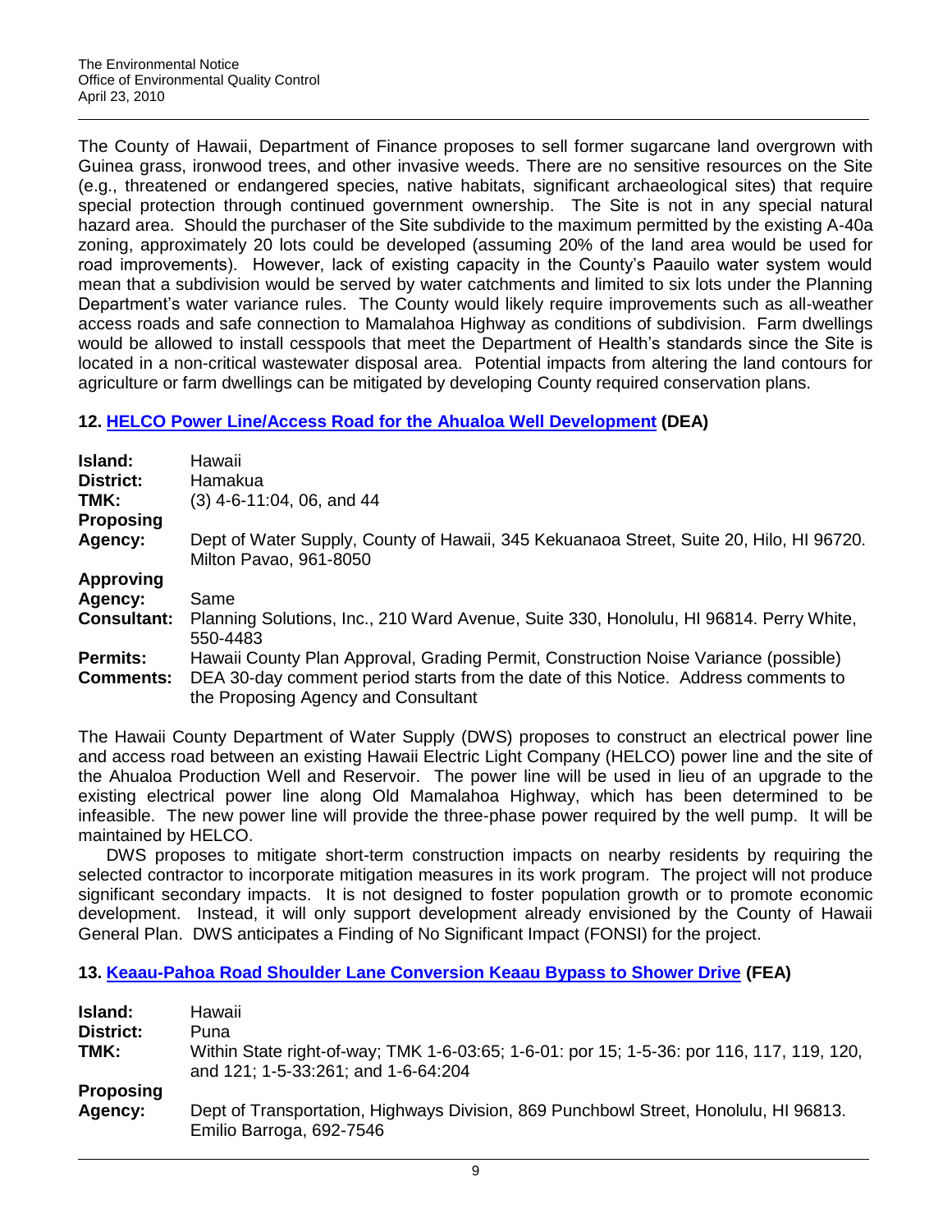The County of Hawaii, Department of Finance proposes to sell former sugarcane land overgrown with Guinea grass, ironwood trees, and other invasive weeds. There are no sensitive resources on the Site (e.g., threatened or endangered species, native habitats, significant archaeological sites) that require special protection through continued government ownership. The Site is not in any special natural hazard area. Should the purchaser of the Site subdivide to the maximum permitted by the existing A-40a zoning, approximately 20 lots could be developed (assuming 20% of the land area would be used for road improvements). However, lack of existing capacity in the County's Paauilo water system would mean that a subdivision would be served by water catchments and limited to six lots under the Planning Department's water variance rules. The County would likely require improvements such as all-weather access roads and safe connection to Mamalahoa Highway as conditions of subdivision. Farm dwellings would be allowed to install cesspools that meet the Department of Health's standards since the Site is located in a non-critical wastewater disposal area. Potential impacts from altering the land contours for agriculture or farm dwellings can be mitigated by developing County required conservation plans.

## 12. HELCO Power Line/Access Road for the Ahualoa Well Development (DEA)

| | |
|---|---|
| **Island:** | Hawaii |
| **District:** | Hamakua |
| **TMK:** | (3) 4-6-11:04, 06, and 44 |
| **Proposing Agency:** | Dept of Water Supply, County of Hawaii, 345 Kekuanaoa Street, Suite 20, Hilo, HI 96720. Milton Pavao, 961-8050 |
| **Approving Agency:** | Same |
| **Consultant:** | Planning Solutions, Inc., 210 Ward Avenue, Suite 330, Honolulu, HI 96814. Perry White, 550-4483 |
| **Permits:** | Hawaii County Plan Approval, Grading Permit, Construction Noise Variance (possible) |
| **Comments:** | DEA 30-day comment period starts from the date of this Notice. Address comments to the Proposing Agency and Consultant |

The Hawaii County Department of Water Supply (DWS) proposes to construct an electrical power line and access road between an existing Hawaii Electric Light Company (HELCO) power line and the site of the Ahualoa Production Well and Reservoir. The power line will be used in lieu of an upgrade to the existing electrical power line along Old Mamalahoa Highway, which has been determined to be infeasible. The new power line will provide the three-phase power required by the well pump. It will be maintained by HELCO.

DWS proposes to mitigate short-term construction impacts on nearby residents by requiring the selected contractor to incorporate mitigation measures in its work program. The project will not produce significant secondary impacts. It is not designed to foster population growth or to promote economic development. Instead, it will only support development already envisioned by the County of Hawaii General Plan. DWS anticipates a Finding of No Significant Impact (FONSI) for the project.

## 13. Keaau-Pahoa Road Shoulder Lane Conversion Keaau Bypass to Shower Drive (FEA)

| | |
|---|---|
| **Island:** | Hawaii |
| **District:** | Puna |
| **TMK:** | Within State right-of-way; TMK 1-6-03:65; 1-6-01: por 15; 1-5-36: por 116, 117, 119, 120, and 121; 1-5-33:261; and 1-6-64:204 |
| **Proposing Agency:** | Dept of Transportation, Highways Division, 869 Punchbowl Street, Honolulu, HI 96813. Emilio Barroga, 692-7546 |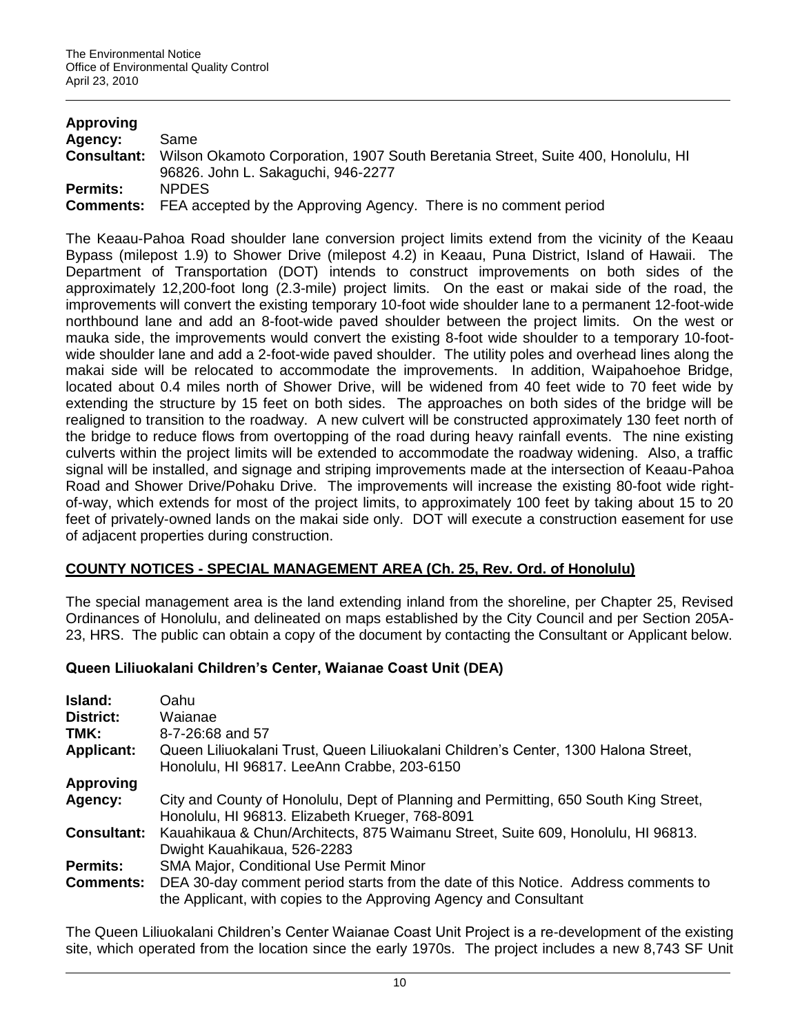**Approving Agency:** Same
**Consultant:** Wilson Okamoto Corporation, 1907 South Beretania Street, Suite 400, Honolulu, HI 96826. John L. Sakaguchi, 946-2277
**Permits:** NPDES
**Comments:** FEA accepted by the Approving Agency. There is no comment period

The Keaau-Pahoa Road shoulder lane conversion project limits extend from the vicinity of the Keaau Bypass (milepost 1.9) to Shower Drive (milepost 4.2) in Keaau, Puna District, Island of Hawaii. The Department of Transportation (DOT) intends to construct improvements on both sides of the approximately 12,200-foot long (2.3-mile) project limits. On the east or makai side of the road, the improvements will convert the existing temporary 10-foot wide shoulder lane to a permanent 12-foot-wide northbound lane and add an 8-foot-wide paved shoulder between the project limits. On the west or mauka side, the improvements would convert the existing 8-foot wide shoulder to a temporary 10-foot-wide shoulder lane and add a 2-foot-wide paved shoulder. The utility poles and overhead lines along the makai side will be relocated to accommodate the improvements. In addition, Waipahoehoe Bridge, located about 0.4 miles north of Shower Drive, will be widened from 40 feet wide to 70 feet wide by extending the structure by 15 feet on both sides. The approaches on both sides of the bridge will be realigned to transition to the roadway. A new culvert will be constructed approximately 130 feet north of the bridge to reduce flows from overtopping of the road during heavy rainfall events. The nine existing culverts within the project limits will be extended to accommodate the roadway widening. Also, a traffic signal will be installed, and signage and striping improvements made at the intersection of Keaau-Pahoa Road and Shower Drive/Pohaku Drive. The improvements will increase the existing 80-foot wide right-of-way, which extends for most of the project limits, to approximately 100 feet by taking about 15 to 20 feet of privately-owned lands on the makai side only. DOT will execute a construction easement for use of adjacent properties during construction.

## COUNTY NOTICES - SPECIAL MANAGEMENT AREA (Ch. 25, Rev. Ord. of Honolulu)

The special management area is the land extending inland from the shoreline, per Chapter 25, Revised Ordinances of Honolulu, and delineated on maps established by the City Council and per Section 205A-23, HRS. The public can obtain a copy of the document by contacting the Consultant or Applicant below.

### Queen Liliuokalani Children's Center, Waianae Coast Unit (DEA)

**Island:** Oahu
**District:** Waianae
**TMK:** 8-7-26:68 and 57
**Applicant:** Queen Liliuokalani Trust, Queen Liliuokalani Children's Center, 1300 Halona Street, Honolulu, HI 96817. LeeAnn Crabbe, 203-6150
**Approving Agency:** City and County of Honolulu, Dept of Planning and Permitting, 650 South King Street, Honolulu, HI 96813. Elizabeth Krueger, 768-8091
**Consultant:** Kauahikaua & Chun/Architects, 875 Waimanu Street, Suite 609, Honolulu, HI 96813. Dwight Kauahikaua, 526-2283
**Permits:** SMA Major, Conditional Use Permit Minor
**Comments:** DEA 30-day comment period starts from the date of this Notice. Address comments to the Applicant, with copies to the Approving Agency and Consultant

The Queen Liliuokalani Children's Center Waianae Coast Unit Project is a re-development of the existing site, which operated from the location since the early 1970s. The project includes a new 8,743 SF Unit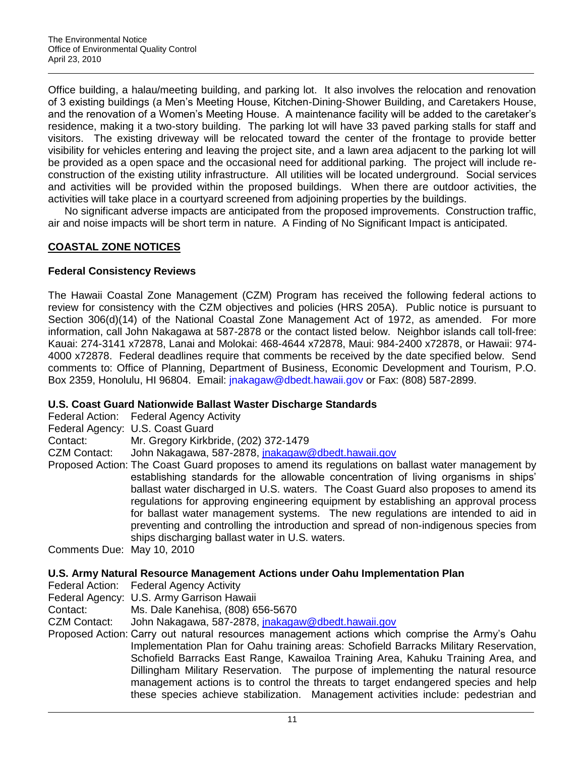Office building, a halau/meeting building, and parking lot. It also involves the relocation and renovation of 3 existing buildings (a Men's Meeting House, Kitchen-Dining-Shower Building, and Caretakers House, and the renovation of a Women's Meeting House. A maintenance facility will be added to the caretaker's residence, making it a two-story building. The parking lot will have 33 paved parking stalls for staff and visitors. The existing driveway will be relocated toward the center of the frontage to provide better visibility for vehicles entering and leaving the project site, and a lawn area adjacent to the parking lot will be provided as a open space and the occasional need for additional parking. The project will include re-construction of the existing utility infrastructure. All utilities will be located underground. Social services and activities will be provided within the proposed buildings. When there are outdoor activities, the activities will take place in a courtyard screened from adjoining properties by the buildings.

No significant adverse impacts are anticipated from the proposed improvements. Construction traffic, air and noise impacts will be short term in nature. A Finding of No Significant Impact is anticipated.

## COASTAL ZONE NOTICES

### Federal Consistency Reviews

The Hawaii Coastal Zone Management (CZM) Program has received the following federal actions to review for consistency with the CZM objectives and policies (HRS 205A). Public notice is pursuant to Section 306(d)(14) of the National Coastal Zone Management Act of 1972, as amended. For more information, call John Nakagawa at 587-2878 or the contact listed below. Neighbor islands call toll-free: Kauai: 274-3141 x72878, Lanai and Molokai: 468-4644 x72878, Maui: 984-2400 x72878, or Hawaii: 974-4000 x72878. Federal deadlines require that comments be received by the date specified below. Send comments to: Office of Planning, Department of Business, Economic Development and Tourism, P.O. Box 2359, Honolulu, HI 96804. Email: jnakagaw@dbedt.hawaii.gov or Fax: (808) 587-2899.

#### U.S. Coast Guard Nationwide Ballast Waster Discharge Standards

Federal Action: Federal Agency Activity
Federal Agency: U.S. Coast Guard
Contact: Mr. Gregory Kirkbride, (202) 372-1479
CZM Contact: John Nakagawa, 587-2878, jnakagaw@dbedt.hawaii.gov
Proposed Action: The Coast Guard proposes to amend its regulations on ballast water management by establishing standards for the allowable concentration of living organisms in ships' ballast water discharged in U.S. waters. The Coast Guard also proposes to amend its regulations for approving engineering equipment by establishing an approval process for ballast water management systems. The new regulations are intended to aid in preventing and controlling the introduction and spread of non-indigenous species from ships discharging ballast water in U.S. waters.
Comments Due: May 10, 2010

#### U.S. Army Natural Resource Management Actions under Oahu Implementation Plan

Federal Action: Federal Agency Activity
Federal Agency: U.S. Army Garrison Hawaii
Contact: Ms. Dale Kanehisa, (808) 656-5670
CZM Contact: John Nakagawa, 587-2878, jnakagaw@dbedt.hawaii.gov
Proposed Action: Carry out natural resources management actions which comprise the Army's Oahu Implementation Plan for Oahu training areas: Schofield Barracks Military Reservation, Schofield Barracks East Range, Kawailoa Training Area, Kahuku Training Area, and Dillingham Military Reservation. The purpose of implementing the natural resource management actions is to control the threats to target endangered species and help these species achieve stabilization. Management activities include: pedestrian and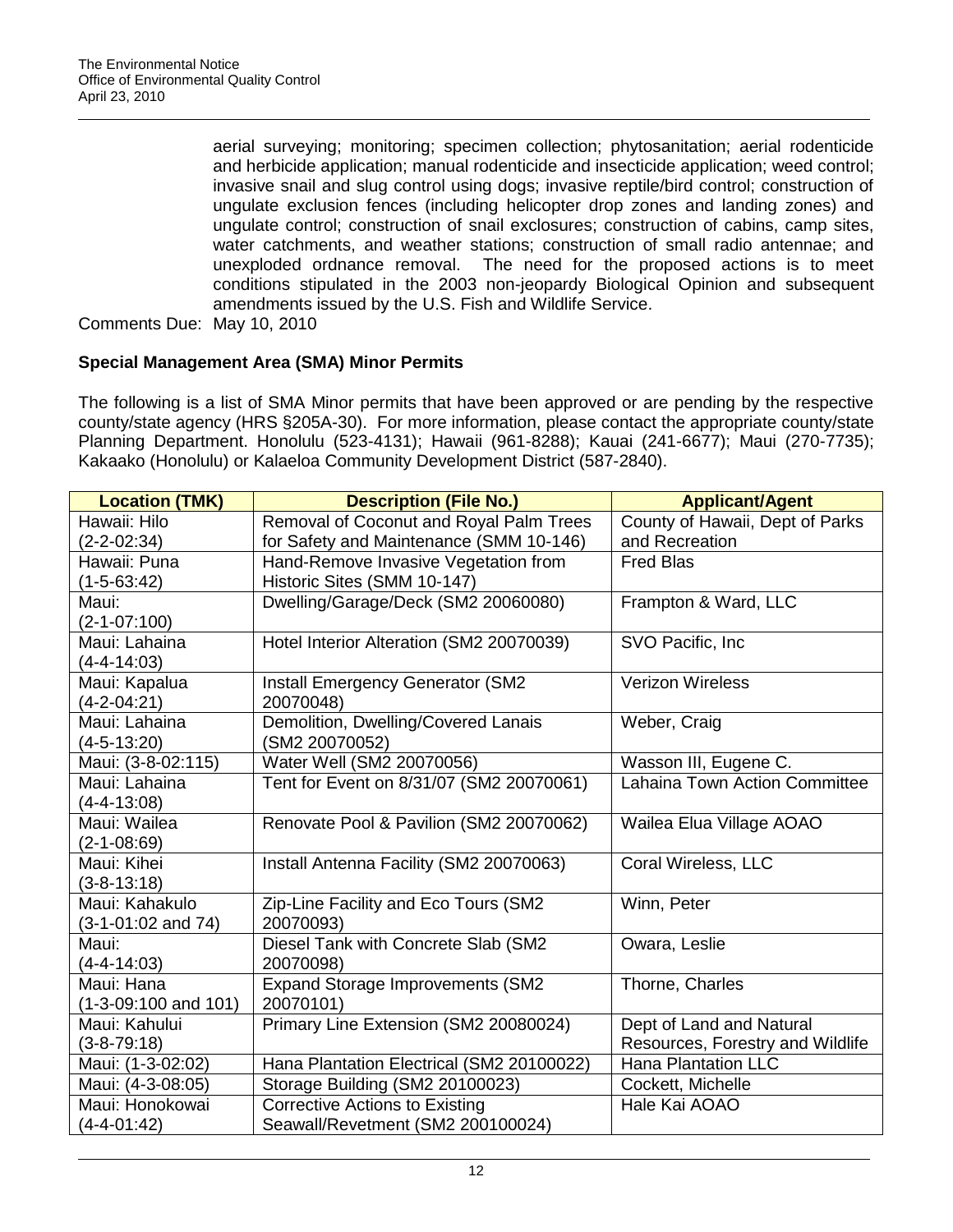aerial surveying; monitoring; specimen collection; phytosanitation; aerial rodenticide and herbicide application; manual rodenticide and insecticide application; weed control; invasive snail and slug control using dogs; invasive reptile/bird control; construction of ungulate exclusion fences (including helicopter drop zones and landing zones) and ungulate control; construction of snail exclosures; construction of cabins, camp sites, water catchments, and weather stations; construction of small radio antennae; and unexploded ordnance removal. The need for the proposed actions is to meet conditions stipulated in the 2003 non-jeopardy Biological Opinion and subsequent amendments issued by the U.S. Fish and Wildlife Service.

Comments Due: May 10, 2010

**Special Management Area (SMA) Minor Permits**

The following is a list of SMA Minor permits that have been approved or are pending by the respective county/state agency (HRS §205A-30). For more information, please contact the appropriate county/state Planning Department. Honolulu (523-4131); Hawaii (961-8288); Kauai (241-6677); Maui (270-7735); Kakaako (Honolulu) or Kalaeloa Community Development District (587-2840).

| Location (TMK) | Description (File No.) | Applicant/Agent |
|---|---|---|
| Hawaii: Hilo (2-2-02:34) | Removal of Coconut and Royal Palm Trees for Safety and Maintenance (SMM 10-146) | County of Hawaii, Dept of Parks and Recreation |
| Hawaii: Puna (1-5-63:42) | Hand-Remove Invasive Vegetation from Historic Sites (SMM 10-147) | Fred Blas |
| Maui: (2-1-07:100) | Dwelling/Garage/Deck (SM2 20060080) | Frampton & Ward, LLC |
| Maui: Lahaina (4-4-14:03) | Hotel Interior Alteration (SM2 20070039) | SVO Pacific, Inc |
| Maui: Kapalua (4-2-04:21) | Install Emergency Generator (SM2 20070048) | Verizon Wireless |
| Maui: Lahaina (4-5-13:20) | Demolition, Dwelling/Covered Lanais (SM2 20070052) | Weber, Craig |
| Maui: (3-8-02:115) | Water Well (SM2 20070056) | Wasson III, Eugene C. |
| Maui: Lahaina (4-4-13:08) | Tent for Event on 8/31/07 (SM2 20070061) | Lahaina Town Action Committee |
| Maui: Wailea (2-1-08:69) | Renovate Pool & Pavilion (SM2 20070062) | Wailea Elua Village AOAO |
| Maui: Kihei (3-8-13:18) | Install Antenna Facility (SM2 20070063) | Coral Wireless, LLC |
| Maui: Kahakulo (3-1-01:02 and 74) | Zip-Line Facility and Eco Tours (SM2 20070093) | Winn, Peter |
| Maui: (4-4-14:03) | Diesel Tank with Concrete Slab (SM2 20070098) | Owara, Leslie |
| Maui: Hana (1-3-09:100 and 101) | Expand Storage Improvements (SM2 20070101) | Thorne, Charles |
| Maui: Kahului (3-8-79:18) | Primary Line Extension (SM2 20080024) | Dept of Land and Natural Resources, Forestry and Wildlife |
| Maui: (1-3-02:02) | Hana Plantation Electrical (SM2 20100022) | Hana Plantation LLC |
| Maui: (4-3-08:05) | Storage Building (SM2 20100023) | Cockett, Michelle |
| Maui: Honokowai (4-4-01:42) | Corrective Actions to Existing Seawall/Revetment (SM2 200100024) | Hale Kai AOAO |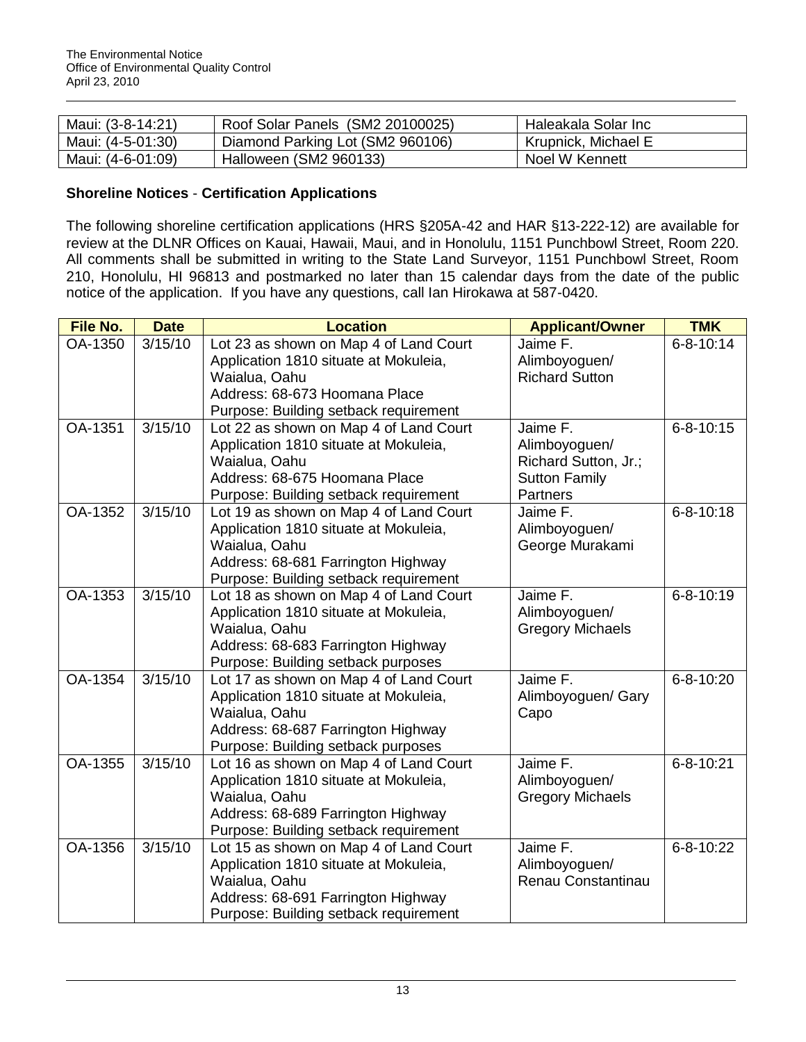| Maui: (3-8-14:21) | Roof Solar Panels (SM2 20100025) | Haleakala Solar Inc |
|---|---|---|
| Maui: (4-5-01:30) | Diamond Parking Lot (SM2 960106) | Krupnick, Michael E |
| Maui: (4-6-01:09) | Halloween (SM2 960133) | Noel W Kennett |

### Shoreline Notices - Certification Applications

The following shoreline certification applications (HRS §205A-42 and HAR §13-222-12) are available for review at the DLNR Offices on Kauai, Hawaii, Maui, and in Honolulu, 1151 Punchbowl Street, Room 220. All comments shall be submitted in writing to the State Land Surveyor, 1151 Punchbowl Street, Room 210, Honolulu, HI 96813 and postmarked no later than 15 calendar days from the date of the public notice of the application. If you have any questions, call Ian Hirokawa at 587-0420.

| File No. | Date | Location | Applicant/Owner | TMK |
|---|---|---|---|---|
| OA-1350 | 3/15/10 | Lot 23 as shown on Map 4 of Land Court Application 1810 situate at Mokuleia, Waialua, Oahu<br>Address: 68-673 Hoomana Place<br>Purpose: Building setback requirement | Jaime F. Alimboyoguen/ Richard Sutton | 6-8-10:14 |
| OA-1351 | 3/15/10 | Lot 22 as shown on Map 4 of Land Court Application 1810 situate at Mokuleia, Waialua, Oahu<br>Address: 68-675 Hoomana Place<br>Purpose: Building setback requirement | Jaime F. Alimboyoguen/ Richard Sutton, Jr.; Sutton Family Partners | 6-8-10:15 |
| OA-1352 | 3/15/10 | Lot 19 as shown on Map 4 of Land Court Application 1810 situate at Mokuleia, Waialua, Oahu<br>Address: 68-681 Farrington Highway<br>Purpose: Building setback requirement | Jaime F. Alimboyoguen/ George Murakami | 6-8-10:18 |
| OA-1353 | 3/15/10 | Lot 18 as shown on Map 4 of Land Court Application 1810 situate at Mokuleia, Waialua, Oahu<br>Address: 68-683 Farrington Highway<br>Purpose: Building setback purposes | Jaime F. Alimboyoguen/ Gregory Michaels | 6-8-10:19 |
| OA-1354 | 3/15/10 | Lot 17 as shown on Map 4 of Land Court Application 1810 situate at Mokuleia, Waialua, Oahu<br>Address: 68-687 Farrington Highway<br>Purpose: Building setback purposes | Jaime F. Alimboyoguen/ Gary Capo | 6-8-10:20 |
| OA-1355 | 3/15/10 | Lot 16 as shown on Map 4 of Land Court Application 1810 situate at Mokuleia, Waialua, Oahu<br>Address: 68-689 Farrington Highway<br>Purpose: Building setback requirement | Jaime F. Alimboyoguen/ Gregory Michaels | 6-8-10:21 |
| OA-1356 | 3/15/10 | Lot 15 as shown on Map 4 of Land Court Application 1810 situate at Mokuleia, Waialua, Oahu<br>Address: 68-691 Farrington Highway<br>Purpose: Building setback requirement | Jaime F. Alimboyoguen/ Renau Constantinau | 6-8-10:22 |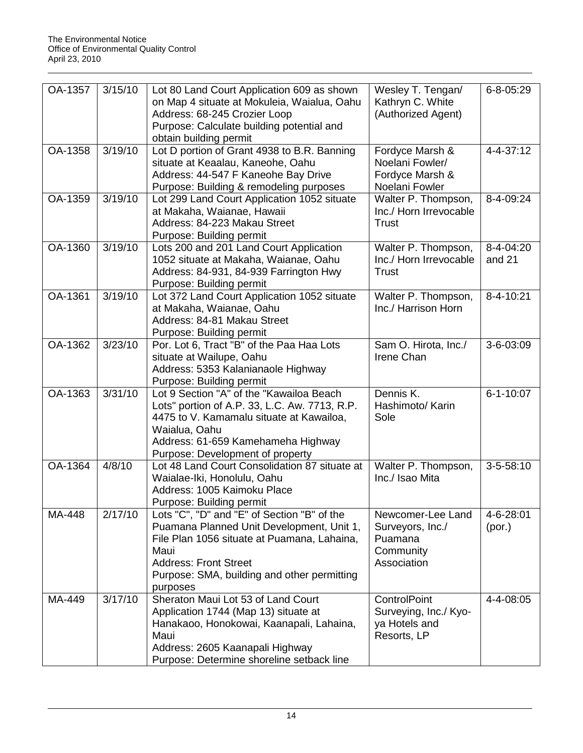| | | | | |
|---|---|---|---|---|
| OA-1357 | 3/15/10 | Lot 80 Land Court Application 609 as shown on Map 4 situate at Mokuleia, Waialua, Oahu<br>Address: 68-245 Crozier Loop<br>Purpose: Calculate building potential and obtain building permit | Wesley T. Tengan/ Kathryn C. White (Authorized Agent) | 6-8-05:29 |
| OA-1358 | 3/19/10 | Lot D portion of Grant 4938 to B.R. Banning situate at Keaalau, Kaneohe, Oahu<br>Address: 44-547 F Kaneohe Bay Drive<br>Purpose: Building & remodeling purposes | Fordyce Marsh & Noelani Fowler/ Fordyce Marsh & Noelani Fowler | 4-4-37:12 |
| OA-1359 | 3/19/10 | Lot 299 Land Court Application 1052 situate at Makaha, Waianae, Hawaii<br>Address: 84-223 Makau Street<br>Purpose: Building permit | Walter P. Thompson, Inc./ Horn Irrevocable Trust | 8-4-09:24 |
| OA-1360 | 3/19/10 | Lots 200 and 201 Land Court Application 1052 situate at Makaha, Waianae, Oahu<br>Address: 84-931, 84-939 Farrington Hwy<br>Purpose: Building permit | Walter P. Thompson, Inc./ Horn Irrevocable Trust | 8-4-04:20 and 21 |
| OA-1361 | 3/19/10 | Lot 372 Land Court Application 1052 situate at Makaha, Waianae, Oahu<br>Address: 84-81 Makau Street<br>Purpose: Building permit | Walter P. Thompson, Inc./ Harrison Horn | 8-4-10:21 |
| OA-1362 | 3/23/10 | Por. Lot 6, Tract "B" of the Paa Haa Lots situate at Wailupe, Oahu<br>Address: 5353 Kalanianaole Highway<br>Purpose: Building permit | Sam O. Hirota, Inc./ Irene Chan | 3-6-03:09 |
| OA-1363 | 3/31/10 | Lot 9 Section "A" of the "Kawailoa Beach Lots" portion of A.P. 33, L.C. Aw. 7713, R.P. 4475 to V. Kamamalu situate at Kawailoa, Waialua, Oahu<br>Address: 61-659 Kamehameha Highway<br>Purpose: Development of property | Dennis K. Hashimoto/ Karin Sole | 6-1-10:07 |
| OA-1364 | 4/8/10 | Lot 48 Land Court Consolidation 87 situate at Waialae-Iki, Honolulu, Oahu<br>Address: 1005 Kaimoku Place<br>Purpose: Building permit | Walter P. Thompson, Inc./ Isao Mita | 3-5-58:10 |
| MA-448 | 2/17/10 | Lots "C", "D" and "E" of Section "B" of the Puamana Planned Unit Development, Unit 1, File Plan 1056 situate at Puamana, Lahaina, Maui<br>Address: Front Street<br>Purpose: SMA, building and other permitting purposes | Newcomer-Lee Land Surveyors, Inc./ Puamana Community Association | 4-6-28:01 (por.) |
| MA-449 | 3/17/10 | Sheraton Maui Lot 53 of Land Court Application 1744 (Map 13) situate at Hanakaoo, Honokowai, Kaanapali, Lahaina, Maui<br>Address: 2605 Kaanapali Highway<br>Purpose: Determine shoreline setback line | ControlPoint Surveying, Inc./ Kyo-ya Hotels and Resorts, LP | 4-4-08:05 |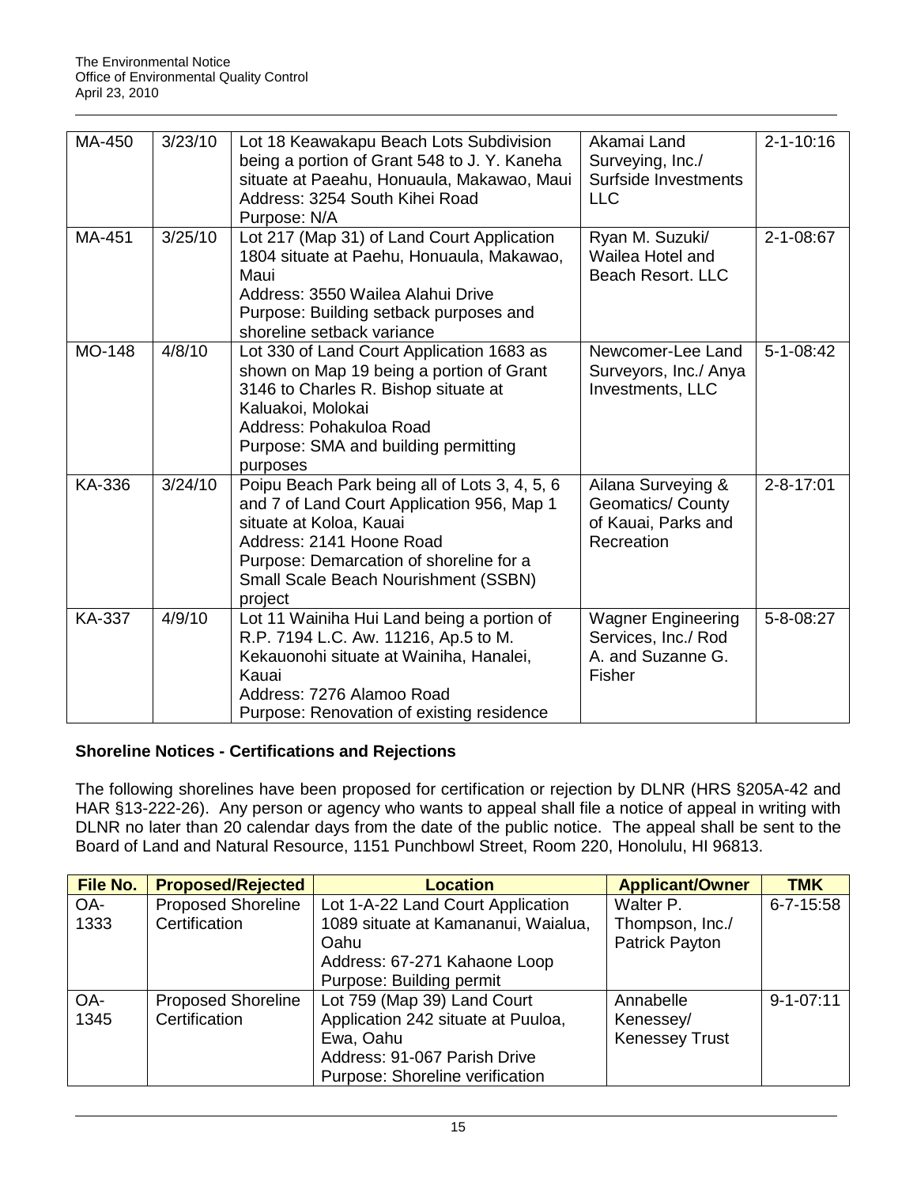| | | | | |
|---|---|---|---|---|
| MA-450 | 3/23/10 | Lot 18 Keawakapu Beach Lots Subdivision being a portion of Grant 548 to J. Y. Kaneha situate at Paeahu, Honuaula, Makawao, Maui<br>Address: 3254 South Kihei Road<br>Purpose: N/A | Akamai Land Surveying, Inc./ Surfside Investments LLC | 2-1-10:16 |
| MA-451 | 3/25/10 | Lot 217 (Map 31) of Land Court Application 1804 situate at Paehu, Honuaula, Makawao, Maui<br>Address: 3550 Wailea Alahui Drive<br>Purpose: Building setback purposes and shoreline setback variance | Ryan M. Suzuki/ Wailea Hotel and Beach Resort. LLC | 2-1-08:67 |
| MO-148 | 4/8/10 | Lot 330 of Land Court Application 1683 as shown on Map 19 being a portion of Grant 3146 to Charles R. Bishop situate at Kaluakoi, Molokai<br>Address: Pohakuloa Road<br>Purpose: SMA and building permitting purposes | Newcomer-Lee Land Surveyors, Inc./ Anya Investments, LLC | 5-1-08:42 |
| KA-336 | 3/24/10 | Poipu Beach Park being all of Lots 3, 4, 5, 6 and 7 of Land Court Application 956, Map 1 situate at Koloa, Kauai<br>Address: 2141 Hoone Road<br>Purpose: Demarcation of shoreline for a Small Scale Beach Nourishment (SSBN) project | Ailana Surveying & Geomatics/ County of Kauai, Parks and Recreation | 2-8-17:01 |
| KA-337 | 4/9/10 | Lot 11 Wainiha Hui Land being a portion of R.P. 7194 L.C. Aw. 11216, Ap.5 to M. Kekauonohi situate at Wainiha, Hanalei, Kauai<br>Address: 7276 Alamoo Road<br>Purpose: Renovation of existing residence | Wagner Engineering Services, Inc./ Rod A. and Suzanne G. Fisher | 5-8-08:27 |

### Shoreline Notices - Certifications and Rejections

The following shorelines have been proposed for certification or rejection by DLNR (HRS §205A-42 and HAR §13-222-26). Any person or agency who wants to appeal shall file a notice of appeal in writing with DLNR no later than 20 calendar days from the date of the public notice. The appeal shall be sent to the Board of Land and Natural Resource, 1151 Punchbowl Street, Room 220, Honolulu, HI 96813.

| File No. | Proposed/Rejected | Location | Applicant/Owner | TMK |
|---|---|---|---|---|
| OA-1333 | Proposed Shoreline Certification | Lot 1-A-22 Land Court Application 1089 situate at Kamananui, Waialua, Oahu<br>Address: 67-271 Kahaone Loop<br>Purpose: Building permit | Walter P. Thompson, Inc./ Patrick Payton | 6-7-15:58 |
| OA-1345 | Proposed Shoreline Certification | Lot 759 (Map 39) Land Court Application 242 situate at Puuloa, Ewa, Oahu<br>Address: 91-067 Parish Drive<br>Purpose: Shoreline verification | Annabelle Kenessey/ Kenessey Trust | 9-1-07:11 |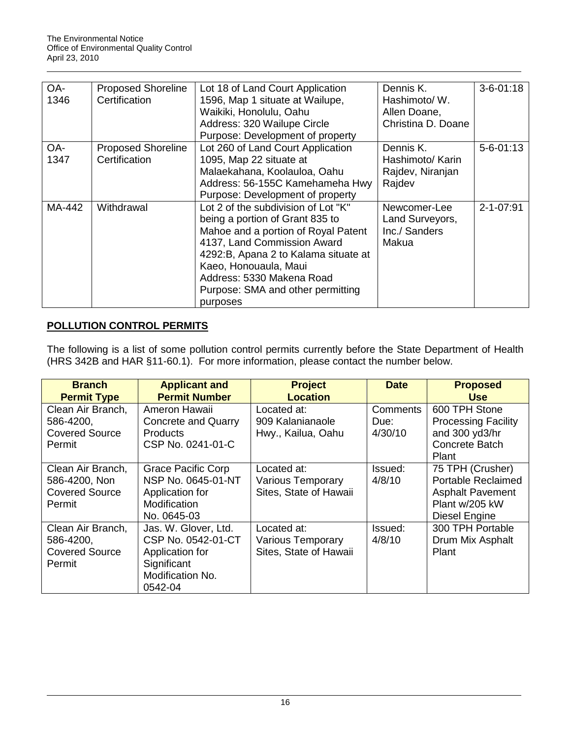| OA-1346 | Proposed Shoreline Certification | Lot 18 of Land Court Application 1596, Map 1 situate at Wailupe, Waikiki, Honolulu, Oahu<br>Address: 320 Wailupe Circle<br>Purpose: Development of property | Dennis K. Hashimoto/ W. Allen Doane, Christina D. Doane | 3-6-01:18 |
|---|---|---|---|---|
| OA-1347 | Proposed Shoreline Certification | Lot 260 of Land Court Application 1095, Map 22 situate at Malaekahana, Koolauloa, Oahu<br>Address: 56-155C Kamehameha Hwy<br>Purpose: Development of property | Dennis K. Hashimoto/ Karin Rajdev, Niranjan Rajdev | 5-6-01:13 |
| MA-442 | Withdrawal | Lot 2 of the subdivision of Lot "K" being a portion of Grant 835 to Mahoe and a portion of Royal Patent 4137, Land Commission Award 4292:B, Apana 2 to Kalama situate at Kaeo, Honouaula, Maui<br>Address: 5330 Makena Road<br>Purpose: SMA and other permitting purposes | Newcomer-Lee Land Surveyors, Inc./ Sanders Makua | 2-1-07:91 |

## POLLUTION CONTROL PERMITS

The following is a list of some pollution control permits currently before the State Department of Health (HRS 342B and HAR §11-60.1). For more information, please contact the number below.

| Branch Permit Type | Applicant and Permit Number | Project Location | Date | Proposed Use |
|---|---|---|---|---|
| Clean Air Branch, 586-4200, Covered Source Permit | Ameron Hawaii Concrete and Quarry Products CSP No. 0241-01-C | Located at: 909 Kalanianaole Hwy., Kailua, Oahu | Comments Due: 4/30/10 | 600 TPH Stone Processing Facility and 300 yd3/hr Concrete Batch Plant |
| Clean Air Branch, 586-4200, Non Covered Source Permit | Grace Pacific Corp NSP No. 0645-01-NT Application for Modification No. 0645-03 | Located at: Various Temporary Sites, State of Hawaii | Issued: 4/8/10 | 75 TPH (Crusher) Portable Reclaimed Asphalt Pavement Plant w/205 kW Diesel Engine |
| Clean Air Branch, 586-4200, Covered Source Permit | Jas. W. Glover, Ltd. CSP No. 0542-01-CT Application for Significant Modification No. 0542-04 | Located at: Various Temporary Sites, State of Hawaii | Issued: 4/8/10 | 300 TPH Portable Drum Mix Asphalt Plant |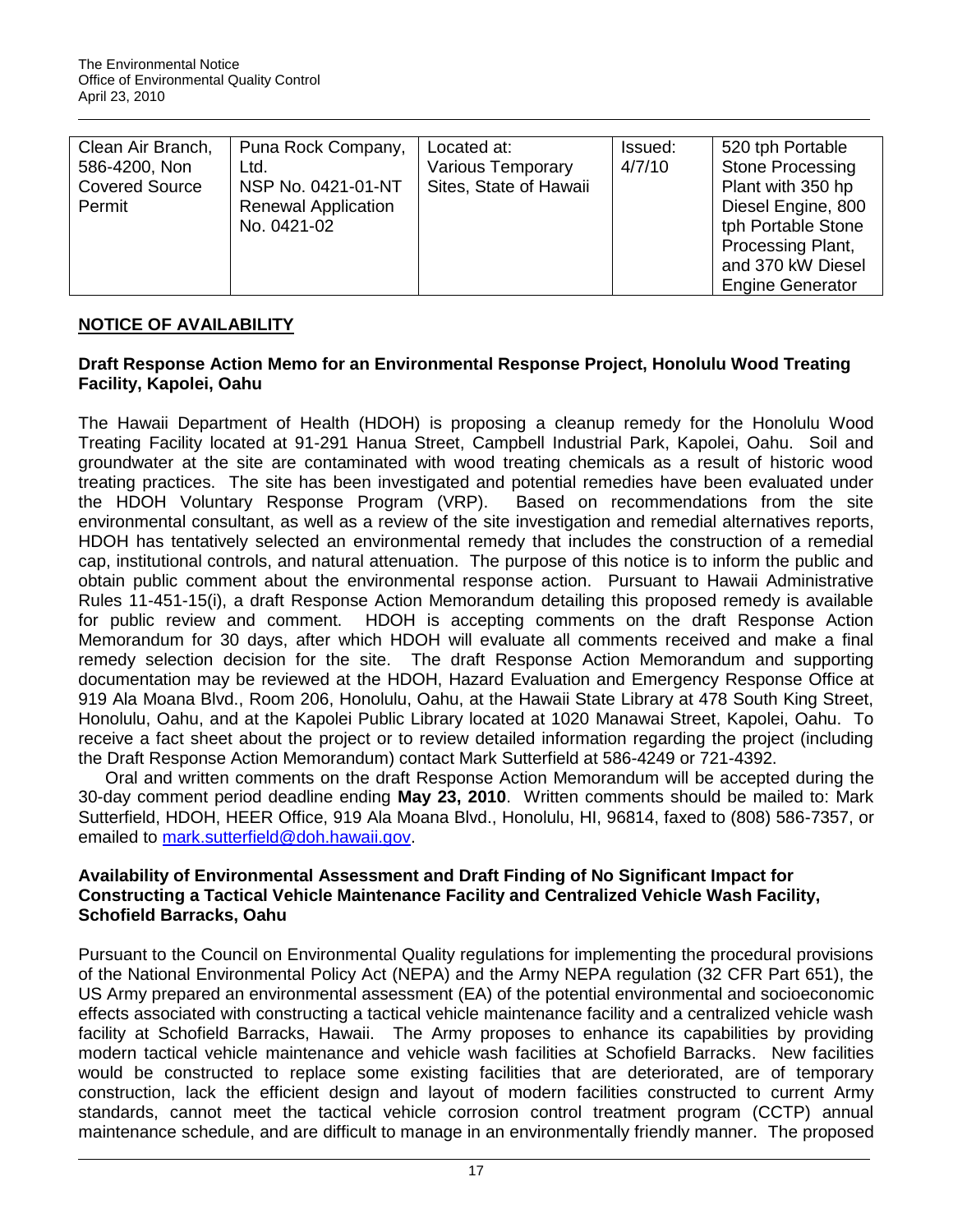| Clean Air Branch, 586-4200, Non Covered Source Permit | Puna Rock Company, Ltd. NSP No. 0421-01-NT Renewal Application No. 0421-02 | Located at: Various Temporary Sites, State of Hawaii | Issued: 4/7/10 | 520 tph Portable Stone Processing Plant with 350 hp Diesel Engine, 800 tph Portable Stone Processing Plant, and 370 kW Diesel Engine Generator |
|---|---|---|---|---|

## NOTICE OF AVAILABILITY

### Draft Response Action Memo for an Environmental Response Project, Honolulu Wood Treating Facility, Kapolei, Oahu

The Hawaii Department of Health (HDOH) is proposing a cleanup remedy for the Honolulu Wood Treating Facility located at 91-291 Hanua Street, Campbell Industrial Park, Kapolei, Oahu. Soil and groundwater at the site are contaminated with wood treating chemicals as a result of historic wood treating practices. The site has been investigated and potential remedies have been evaluated under the HDOH Voluntary Response Program (VRP). Based on recommendations from the site environmental consultant, as well as a review of the site investigation and remedial alternatives reports, HDOH has tentatively selected an environmental remedy that includes the construction of a remedial cap, institutional controls, and natural attenuation. The purpose of this notice is to inform the public and obtain public comment about the environmental response action. Pursuant to Hawaii Administrative Rules 11-451-15(i), a draft Response Action Memorandum detailing this proposed remedy is available for public review and comment. HDOH is accepting comments on the draft Response Action Memorandum for 30 days, after which HDOH will evaluate all comments received and make a final remedy selection decision for the site. The draft Response Action Memorandum and supporting documentation may be reviewed at the HDOH, Hazard Evaluation and Emergency Response Office at 919 Ala Moana Blvd., Room 206, Honolulu, Oahu, at the Hawaii State Library at 478 South King Street, Honolulu, Oahu, and at the Kapolei Public Library located at 1020 Manawai Street, Kapolei, Oahu. To receive a fact sheet about the project or to review detailed information regarding the project (including the Draft Response Action Memorandum) contact Mark Sutterfield at 586-4249 or 721-4392.

Oral and written comments on the draft Response Action Memorandum will be accepted during the 30-day comment period deadline ending **May 23, 2010**. Written comments should be mailed to: Mark Sutterfield, HDOH, HEER Office, 919 Ala Moana Blvd., Honolulu, HI, 96814, faxed to (808) 586-7357, or emailed to mark.sutterfield@doh.hawaii.gov.

### Availability of Environmental Assessment and Draft Finding of No Significant Impact for Constructing a Tactical Vehicle Maintenance Facility and Centralized Vehicle Wash Facility, Schofield Barracks, Oahu

Pursuant to the Council on Environmental Quality regulations for implementing the procedural provisions of the National Environmental Policy Act (NEPA) and the Army NEPA regulation (32 CFR Part 651), the US Army prepared an environmental assessment (EA) of the potential environmental and socioeconomic effects associated with constructing a tactical vehicle maintenance facility and a centralized vehicle wash facility at Schofield Barracks, Hawaii. The Army proposes to enhance its capabilities by providing modern tactical vehicle maintenance and vehicle wash facilities at Schofield Barracks. New facilities would be constructed to replace some existing facilities that are deteriorated, are of temporary construction, lack the efficient design and layout of modern facilities constructed to current Army standards, cannot meet the tactical vehicle corrosion control treatment program (CCTP) annual maintenance schedule, and are difficult to manage in an environmentally friendly manner. The proposed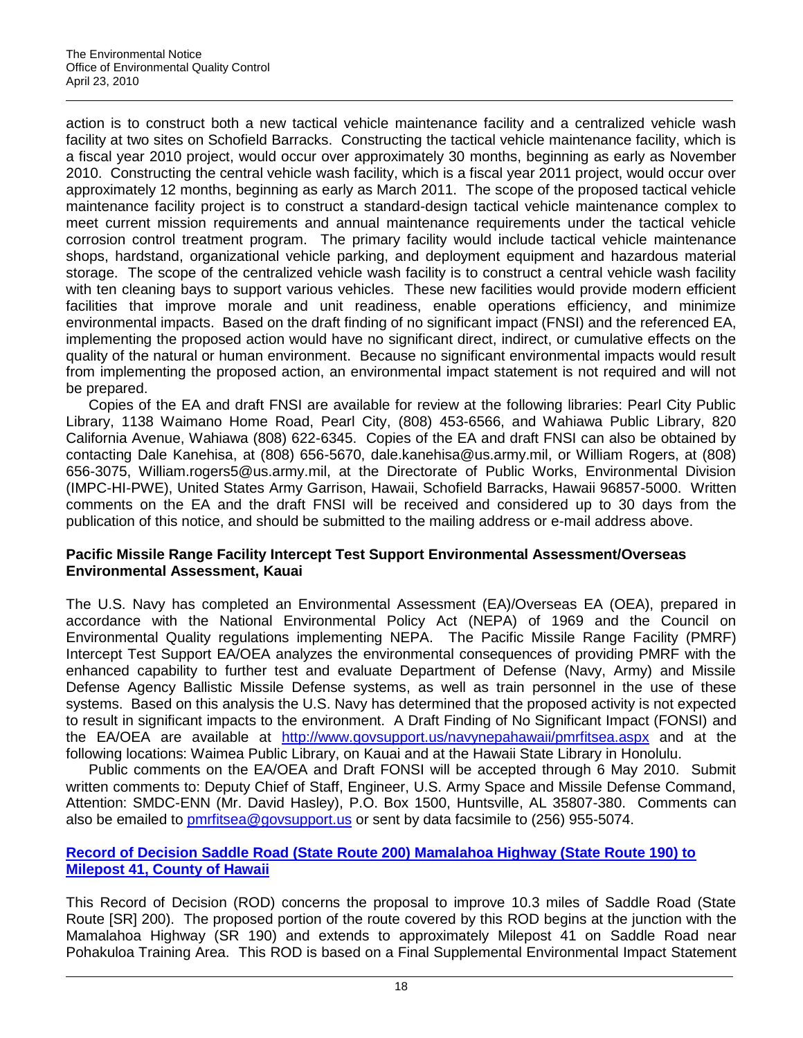action is to construct both a new tactical vehicle maintenance facility and a centralized vehicle wash facility at two sites on Schofield Barracks. Constructing the tactical vehicle maintenance facility, which is a fiscal year 2010 project, would occur over approximately 30 months, beginning as early as November 2010. Constructing the central vehicle wash facility, which is a fiscal year 2011 project, would occur over approximately 12 months, beginning as early as March 2011. The scope of the proposed tactical vehicle maintenance facility project is to construct a standard-design tactical vehicle maintenance complex to meet current mission requirements and annual maintenance requirements under the tactical vehicle corrosion control treatment program. The primary facility would include tactical vehicle maintenance shops, hardstand, organizational vehicle parking, and deployment equipment and hazardous material storage. The scope of the centralized vehicle wash facility is to construct a central vehicle wash facility with ten cleaning bays to support various vehicles. These new facilities would provide modern efficient facilities that improve morale and unit readiness, enable operations efficiency, and minimize environmental impacts. Based on the draft finding of no significant impact (FNSI) and the referenced EA, implementing the proposed action would have no significant direct, indirect, or cumulative effects on the quality of the natural or human environment. Because no significant environmental impacts would result from implementing the proposed action, an environmental impact statement is not required and will not be prepared.

Copies of the EA and draft FNSI are available for review at the following libraries: Pearl City Public Library, 1138 Waimano Home Road, Pearl City, (808) 453-6566, and Wahiawa Public Library, 820 California Avenue, Wahiawa (808) 622-6345. Copies of the EA and draft FNSI can also be obtained by contacting Dale Kanehisa, at (808) 656-5670, dale.kanehisa@us.army.mil, or William Rogers, at (808) 656-3075, William.rogers5@us.army.mil, at the Directorate of Public Works, Environmental Division (IMPC-HI-PWE), United States Army Garrison, Hawaii, Schofield Barracks, Hawaii 96857-5000. Written comments on the EA and the draft FNSI will be received and considered up to 30 days from the publication of this notice, and should be submitted to the mailing address or e-mail address above.

### Pacific Missile Range Facility Intercept Test Support Environmental Assessment/Overseas Environmental Assessment, Kauai

The U.S. Navy has completed an Environmental Assessment (EA)/Overseas EA (OEA), prepared in accordance with the National Environmental Policy Act (NEPA) of 1969 and the Council on Environmental Quality regulations implementing NEPA. The Pacific Missile Range Facility (PMRF) Intercept Test Support EA/OEA analyzes the environmental consequences of providing PMRF with the enhanced capability to further test and evaluate Department of Defense (Navy, Army) and Missile Defense Agency Ballistic Missile Defense systems, as well as train personnel in the use of these systems. Based on this analysis the U.S. Navy has determined that the proposed activity is not expected to result in significant impacts to the environment. A Draft Finding of No Significant Impact (FONSI) and the EA/OEA are available at http://www.govsupport.us/navynepahawaii/pmrfitsea.aspx and at the following locations: Waimea Public Library, on Kauai and at the Hawaii State Library in Honolulu.

Public comments on the EA/OEA and Draft FONSI will be accepted through 6 May 2010. Submit written comments to: Deputy Chief of Staff, Engineer, U.S. Army Space and Missile Defense Command, Attention: SMDC-ENN (Mr. David Hasley), P.O. Box 1500, Huntsville, AL 35807-380. Comments can also be emailed to pmrfitsea@govsupport.us or sent by data facsimile to (256) 955-5074.

### Record of Decision Saddle Road (State Route 200) Mamalahoa Highway (State Route 190) to Milepost 41, County of Hawaii

This Record of Decision (ROD) concerns the proposal to improve 10.3 miles of Saddle Road (State Route [SR] 200). The proposed portion of the route covered by this ROD begins at the junction with the Mamalahoa Highway (SR 190) and extends to approximately Milepost 41 on Saddle Road near Pohakuloa Training Area. This ROD is based on a Final Supplemental Environmental Impact Statement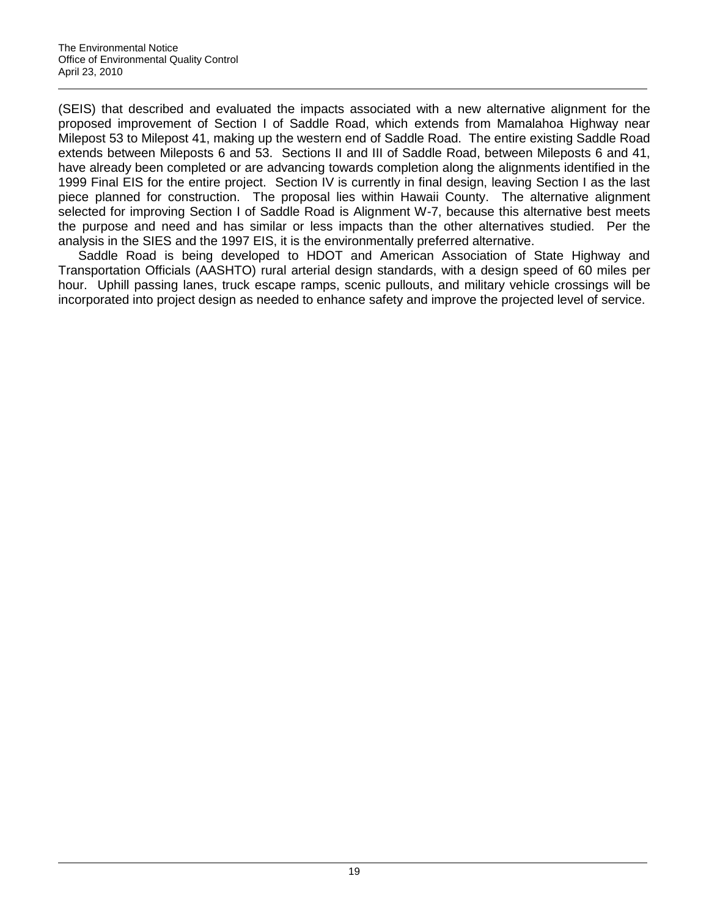(SEIS) that described and evaluated the impacts associated with a new alternative alignment for the proposed improvement of Section I of Saddle Road, which extends from Mamalahoa Highway near Milepost 53 to Milepost 41, making up the western end of Saddle Road. The entire existing Saddle Road extends between Mileposts 6 and 53. Sections II and III of Saddle Road, between Mileposts 6 and 41, have already been completed or are advancing towards completion along the alignments identified in the 1999 Final EIS for the entire project. Section IV is currently in final design, leaving Section I as the last piece planned for construction. The proposal lies within Hawaii County. The alternative alignment selected for improving Section I of Saddle Road is Alignment W-7, because this alternative best meets the purpose and need and has similar or less impacts than the other alternatives studied. Per the analysis in the SIES and the 1997 EIS, it is the environmentally preferred alternative.

Saddle Road is being developed to HDOT and American Association of State Highway and Transportation Officials (AASHTO) rural arterial design standards, with a design speed of 60 miles per hour. Uphill passing lanes, truck escape ramps, scenic pullouts, and military vehicle crossings will be incorporated into project design as needed to enhance safety and improve the projected level of service.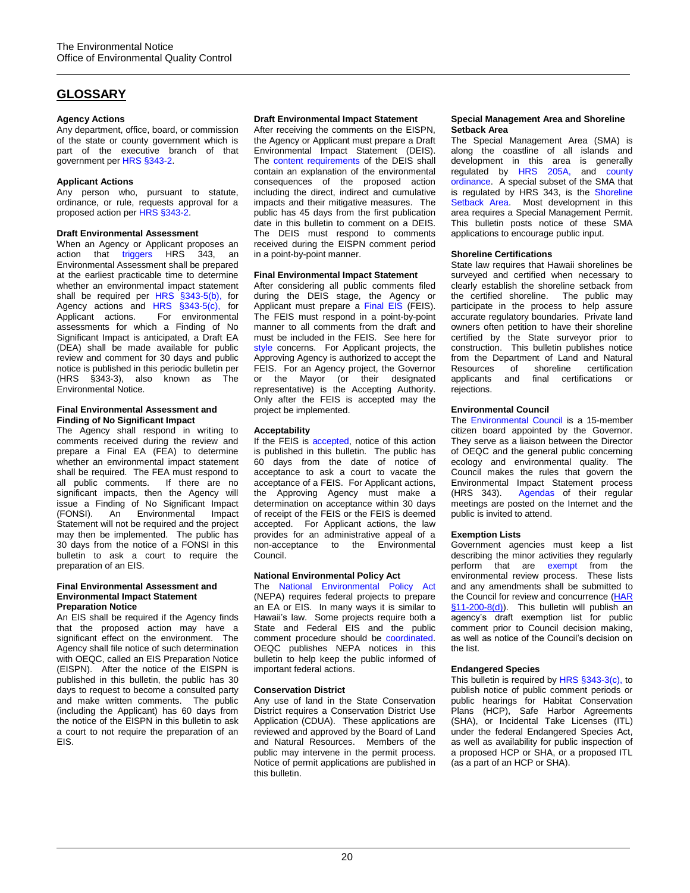## GLOSSARY

### Agency Actions

Any department, office, board, or commission of the state or county government which is part of the executive branch of that government per HRS §343-2.

### Applicant Actions

Any person who, pursuant to statute, ordinance, or rule, requests approval for a proposed action per HRS §343-2.

### Draft Environmental Assessment

When an Agency or Applicant proposes an action that triggers HRS 343, an Environmental Assessment shall be prepared at the earliest practicable time to determine whether an environmental impact statement shall be required per HRS §343-5(b), for Agency actions and HRS §343-5(c), for Applicant actions. For environmental assessments for which a Finding of No Significant Impact is anticipated, a Draft EA (DEA) shall be made available for public review and comment for 30 days and public notice is published in this periodic bulletin per (HRS §343-3), also known as The Environmental Notice.

### Final Environmental Assessment and Finding of No Significant Impact

The Agency shall respond in writing to comments received during the review and prepare a Final EA (FEA) to determine whether an environmental impact statement shall be required. The FEA must respond to all public comments. If there are no significant impacts, then the Agency will issue a Finding of No Significant Impact (FONSI). An Environmental Impact Statement will not be required and the project may then be implemented. The public has 30 days from the notice of a FONSI in this bulletin to ask a court to require the preparation of an EIS.

### Final Environmental Assessment and Environmental Impact Statement Preparation Notice

An EIS shall be required if the Agency finds that the proposed action may have a significant effect on the environment. The Agency shall file notice of such determination with OEQC, called an EIS Preparation Notice (EISPN). After the notice of the EISPN is published in this bulletin, the public has 30 days to request to become a consulted party and make written comments. The public (including the Applicant) has 60 days from the notice of the EISPN in this bulletin to ask a court to not require the preparation of an EIS.

### Draft Environmental Impact Statement

After receiving the comments on the EISPN, the Agency or Applicant must prepare a Draft Environmental Impact Statement (DEIS). The content requirements of the DEIS shall contain an explanation of the environmental consequences of the proposed action including the direct, indirect and cumulative impacts and their mitigative measures. The public has 45 days from the first publication date in this bulletin to comment on a DEIS. The DEIS must respond to comments received during the EISPN comment period in a point-by-point manner.

### Final Environmental Impact Statement

After considering all public comments filed during the DEIS stage, the Agency or Applicant must prepare a Final EIS (FEIS). The FEIS must respond in a point-by-point manner to all comments from the draft and must be included in the FEIS. See here for style concerns. For Applicant projects, the Approving Agency is authorized to accept the FEIS. For an Agency project, the Governor or the Mayor (or their designated representative) is the Accepting Authority. Only after the FEIS is accepted may the project be implemented.

### Acceptability

If the FEIS is accepted, notice of this action is published in this bulletin. The public has 60 days from the date of notice of acceptance to ask a court to vacate the acceptance of a FEIS. For Applicant actions, the Approving Agency must make a determination on acceptance within 30 days of receipt of the FEIS or the FEIS is deemed accepted. For Applicant actions, the law provides for an administrative appeal of a non-acceptance to the Environmental Council.

### National Environmental Policy Act

The National Environmental Policy Act (NEPA) requires federal projects to prepare an EA or EIS. In many ways it is similar to Hawaii's law. Some projects require both a State and Federal EIS and the public comment procedure should be coordinated. OEQC publishes NEPA notices in this bulletin to help keep the public informed of important federal actions.

### Conservation District

Any use of land in the State Conservation District requires a Conservation District Use Application (CDUA). These applications are reviewed and approved by the Board of Land and Natural Resources. Members of the public may intervene in the permit process. Notice of permit applications are published in this bulletin.

### Special Management Area and Shoreline Setback Area

The Special Management Area (SMA) is along the coastline of all islands and development in this area is generally regulated by HRS 205A, and county ordinance. A special subset of the SMA that is regulated by HRS 343, is the Shoreline Setback Area. Most development in this area requires a Special Management Permit. This bulletin posts notice of these SMA applications to encourage public input.

### Shoreline Certifications

State law requires that Hawaii shorelines be surveyed and certified when necessary to clearly establish the shoreline setback from the certified shoreline. The public may participate in the process to help assure accurate regulatory boundaries. Private land owners often petition to have their shoreline certified by the State surveyor prior to construction. This bulletin publishes notice from the Department of Land and Natural Resources of shoreline certification applicants and final certifications or rejections.

### Environmental Council

The Environmental Council is a 15-member citizen board appointed by the Governor. They serve as a liaison between the Director of OEQC and the general public concerning ecology and environmental quality. The Council makes the rules that govern the Environmental Impact Statement process (HRS 343). Agendas of their regular meetings are posted on the Internet and the public is invited to attend.

### Exemption Lists

Government agencies must keep a list describing the minor activities they regularly perform that are exempt from the environmental review process. These lists and any amendments shall be submitted to the Council for review and concurrence (HAR §11-200-8(d)). This bulletin will publish an agency's draft exemption list for public comment prior to Council decision making, as well as notice of the Council's decision on the list.

### Endangered Species

This bulletin is required by HRS §343-3(c), to publish notice of public comment periods or public hearings for Habitat Conservation Plans (HCP), Safe Harbor Agreements (SHA), or Incidental Take Licenses (ITL) under the federal Endangered Species Act, as well as availability for public inspection of a proposed HCP or SHA, or a proposed ITL (as a part of an HCP or SHA).